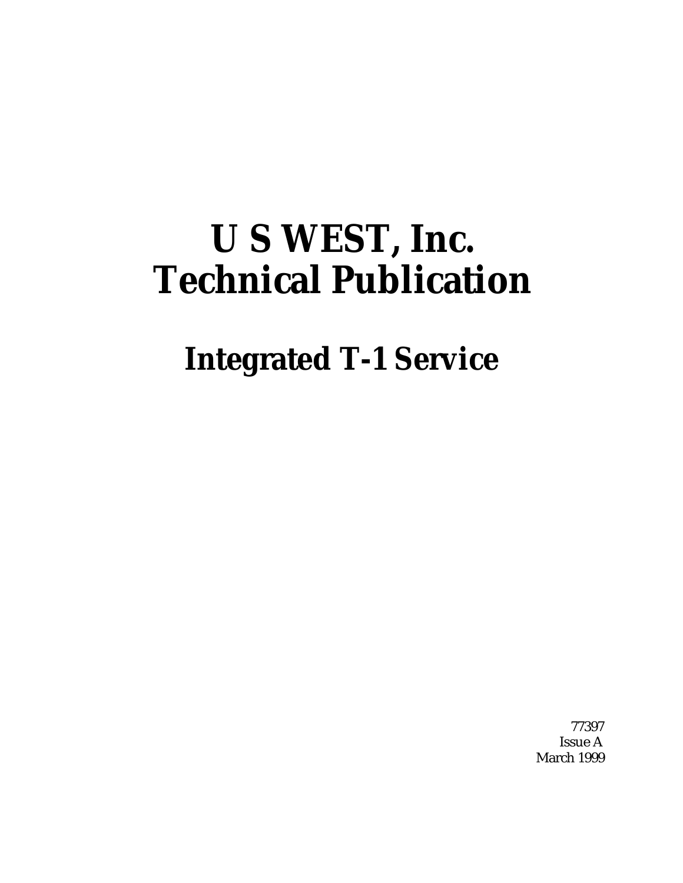# U S WEST, Inc.
# Technical Publication

## Integrated T-1 Service

77397
Issue A
March 1999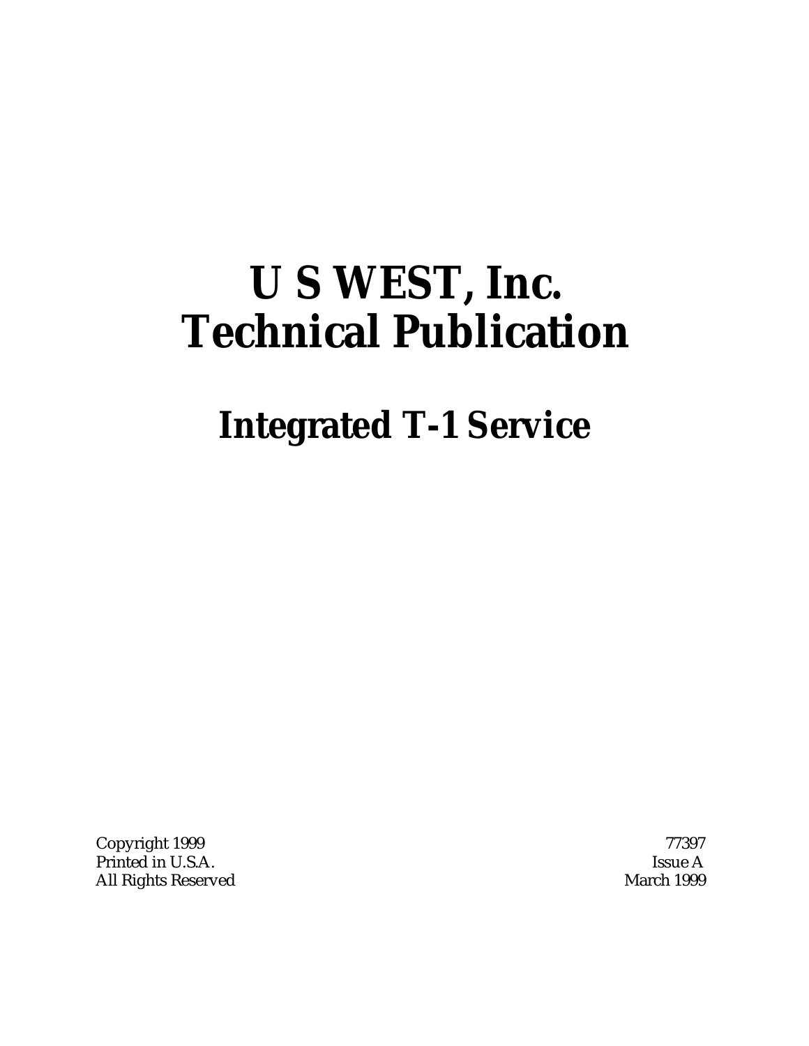# U S WEST, Inc. Technical Publication

## Integrated T-1 Service

Copyright 1999
Printed in U.S.A.
All Rights Reserved

77397
Issue A
March 1999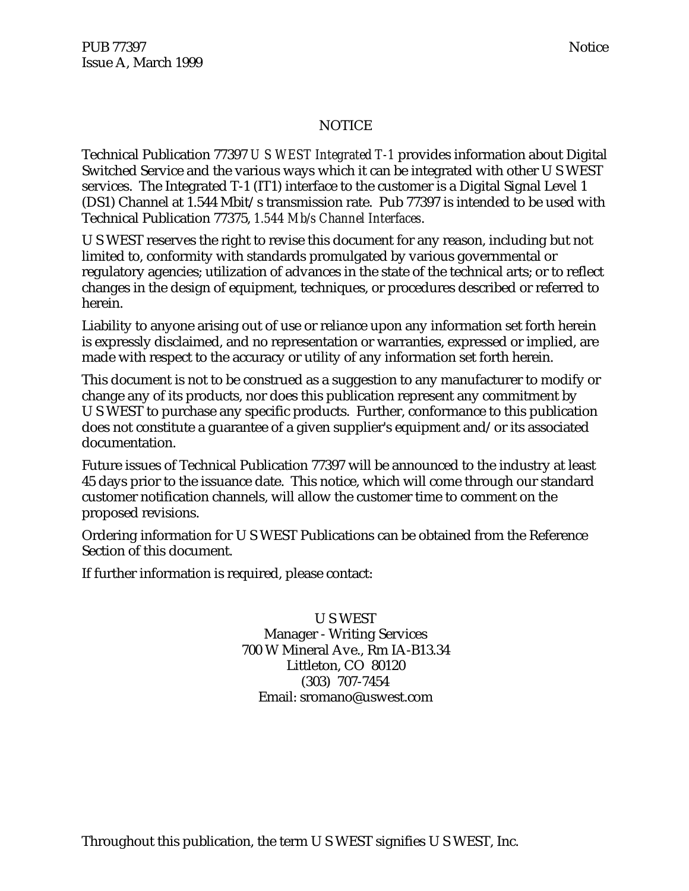# NOTICE

Technical Publication 77397 *U S WEST Integrated T-1* provides information about Digital Switched Service and the various ways which it can be integrated with other U S WEST services. The Integrated T-1 (IT1) interface to the customer is a Digital Signal Level 1 (DS1) Channel at 1.544 Mbit/s transmission rate. Pub 77397 is intended to be used with Technical Publication 77375, *1.544 Mb/s Channel Interfaces*.

U S WEST reserves the right to revise this document for any reason, including but not limited to, conformity with standards promulgated by various governmental or regulatory agencies; utilization of advances in the state of the technical arts; or to reflect changes in the design of equipment, techniques, or procedures described or referred to herein.

Liability to anyone arising out of use or reliance upon any information set forth herein is expressly disclaimed, and no representation or warranties, expressed or implied, are made with respect to the accuracy or utility of any information set forth herein.

This document is not to be construed as a suggestion to any manufacturer to modify or change any of its products, nor does this publication represent any commitment by U S WEST to purchase any specific products. Further, conformance to this publication does not constitute a guarantee of a given supplier's equipment and/or its associated documentation.

Future issues of Technical Publication 77397 will be announced to the industry at least 45 days prior to the issuance date. This notice, which will come through our standard customer notification channels, will allow the customer time to comment on the proposed revisions.

Ordering information for U S WEST Publications can be obtained from the Reference Section of this document.

If further information is required, please contact:

U S WEST
Manager - Writing Services
700 W Mineral Ave., Rm IA-B13.34
Littleton, CO 80120
(303) 707-7454
Email: sromano@uswest.com

Throughout this publication, the term U S WEST signifies U S WEST, Inc.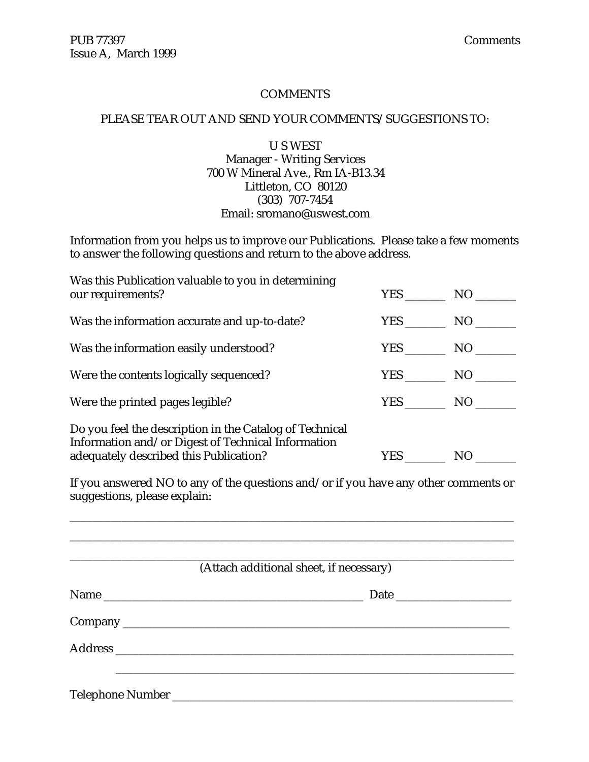# COMMENTS

PLEASE TEAR OUT AND SEND YOUR COMMENTS/SUGGESTIONS TO:

U S WEST
Manager - Writing Services
700 W Mineral Ave., Rm IA-B13.34
Littleton, CO 80120
(303) 707-7454
Email: sromano@uswest.com

Information from you helps us to improve our Publications. Please take a few moments to answer the following questions and return to the above address.

| | | |
|---|---|---|
| Was this Publication valuable to you in determining our requirements? | YES _______ | NO _______ |
| Was the information accurate and up-to-date? | YES _______ | NO _______ |
| Was the information easily understood? | YES _______ | NO _______ |
| Were the contents logically sequenced? | YES _______ | NO _______ |
| Were the printed pages legible? | YES _______ | NO _______ |
| Do you feel the description in the Catalog of Technical Information and/or Digest of Technical Information adequately described this Publication? | YES _______ | NO _______ |

If you answered NO to any of the questions and/or if you have any other comments or suggestions, please explain:

_______________________________________________________________________________

_______________________________________________________________________________

_______________________________________________________________________________

(Attach additional sheet, if necessary)

Name _____________________________________________ Date ____________________

Company ______________________________________________________________________

Address ______________________________________________________________________

_______________________________________________________________________________

Telephone Number _____________________________________________________________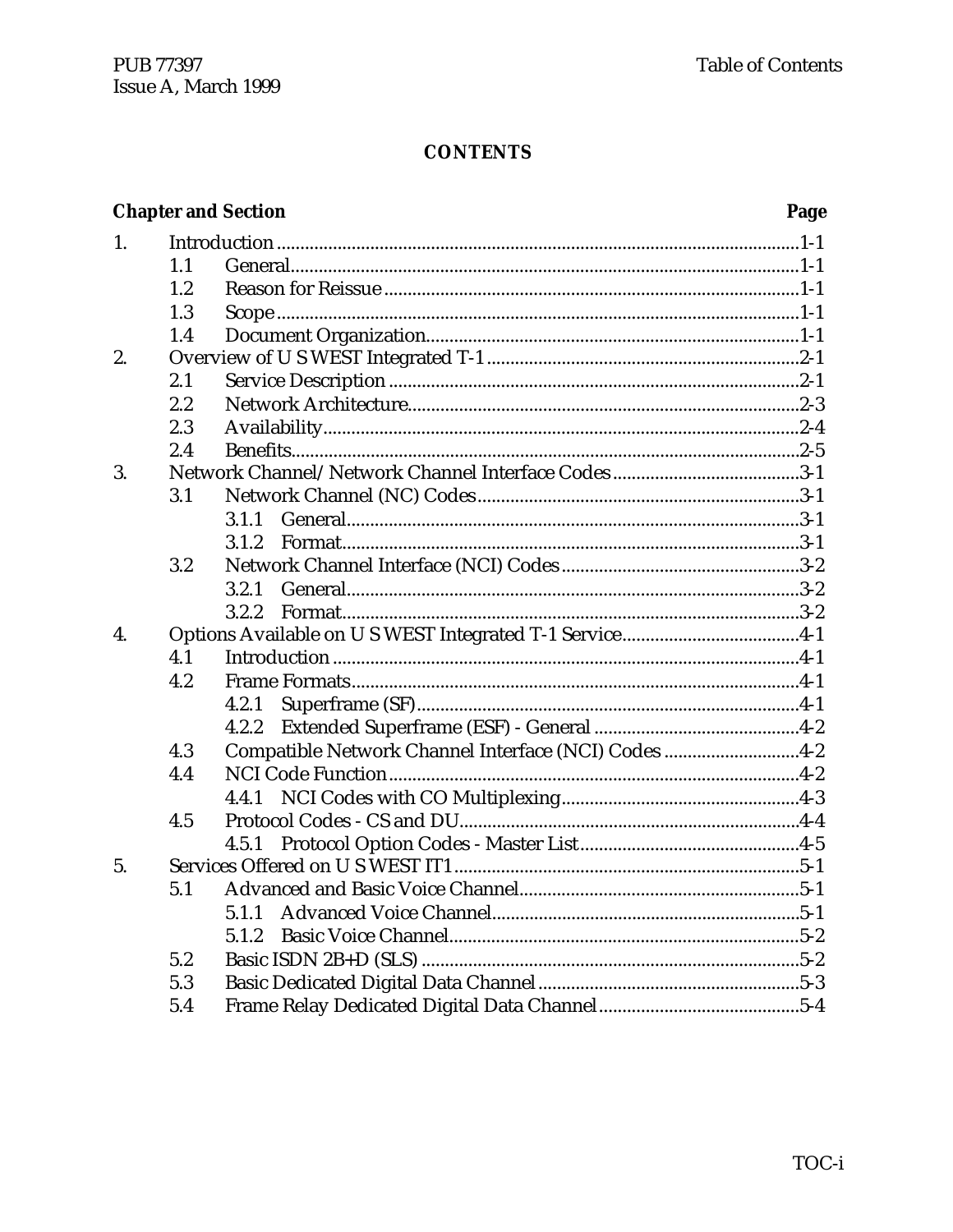**CONTENTS**

| Chapter and Section | | | Page |
|---|---|---|---|
| 1. | Introduction | | 1-1 |
| | 1.1 | General | 1-1 |
| | 1.2 | Reason for Reissue | 1-1 |
| | 1.3 | Scope | 1-1 |
| | 1.4 | Document Organization | 1-1 |
| 2. | Overview of U S WEST Integrated T-1 | | 2-1 |
| | 2.1 | Service Description | 2-1 |
| | 2.2 | Network Architecture | 2-3 |
| | 2.3 | Availability | 2-4 |
| | 2.4 | Benefits | 2-5 |
| 3. | Network Channel/Network Channel Interface Codes | | 3-1 |
| | 3.1 | Network Channel (NC) Codes | 3-1 |
| | | 3.1.1 General | 3-1 |
| | | 3.1.2 Format | 3-1 |
| | 3.2 | Network Channel Interface (NCI) Codes | 3-2 |
| | | 3.2.1 General | 3-2 |
| | | 3.2.2 Format | 3-2 |
| 4. | Options Available on U S WEST Integrated T-1 Service | | 4-1 |
| | 4.1 | Introduction | 4-1 |
| | 4.2 | Frame Formats | 4-1 |
| | | 4.2.1 Superframe (SF) | 4-1 |
| | | 4.2.2 Extended Superframe (ESF) - General | 4-2 |
| | 4.3 | Compatible Network Channel Interface (NCI) Codes | 4-2 |
| | 4.4 | NCI Code Function | 4-2 |
| | | 4.4.1 NCI Codes with CO Multiplexing | 4-3 |
| | 4.5 | Protocol Codes - CS and DU | 4-4 |
| | | 4.5.1 Protocol Option Codes - Master List | 4-5 |
| 5. | Services Offered on U S WEST IT1 | | 5-1 |
| | 5.1 | Advanced and Basic Voice Channel | 5-1 |
| | | 5.1.1 Advanced Voice Channel | 5-1 |
| | | 5.1.2 Basic Voice Channel | 5-2 |
| | 5.2 | Basic ISDN 2B+D (SLS) | 5-2 |
| | 5.3 | Basic Dedicated Digital Data Channel | 5-3 |
| | 5.4 | Frame Relay Dedicated Digital Data Channel | 5-4 |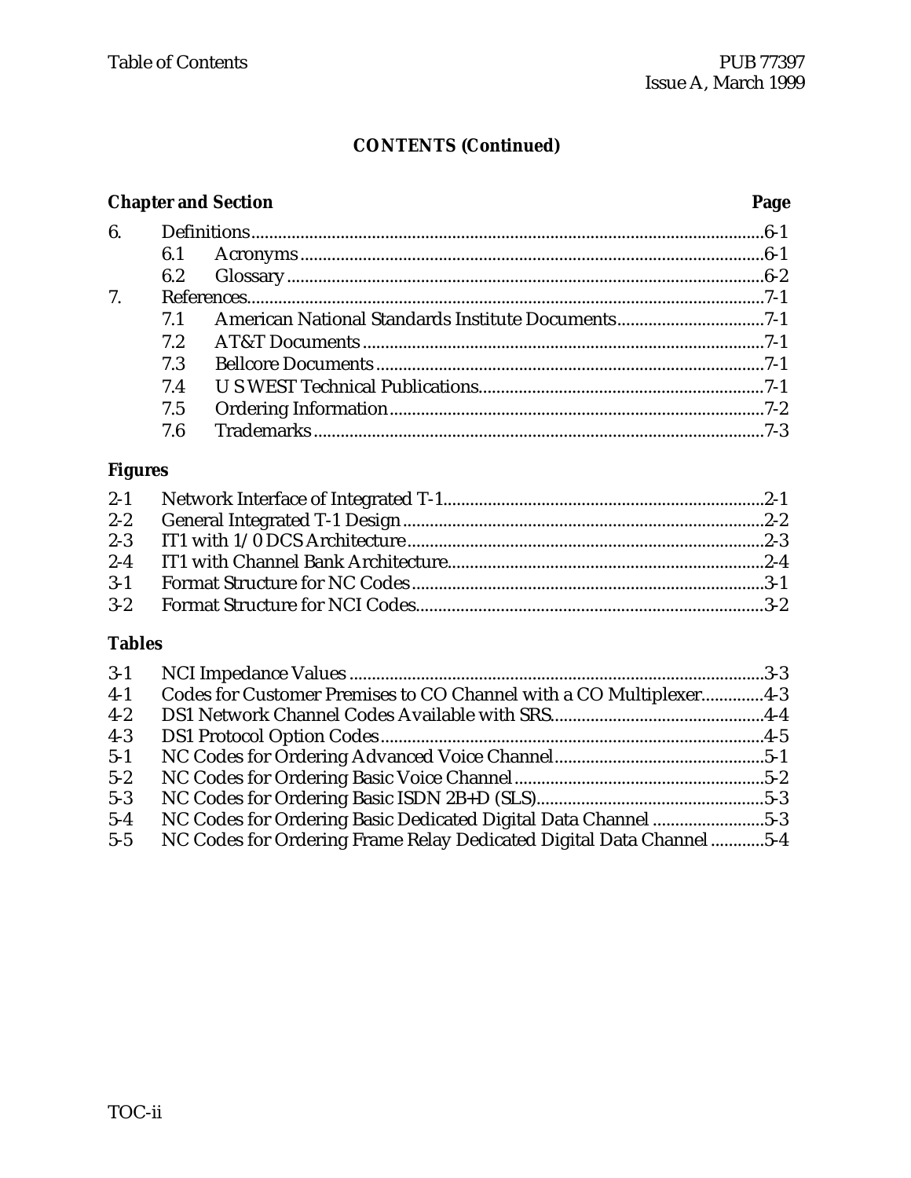## CONTENTS (Continued)

| Chapter and Section | | Page |
|---|---|---|
| 6. | Definitions | 6-1 |
| | 6.1 Acronyms | 6-1 |
| | 6.2 Glossary | 6-2 |
| 7. | References | 7-1 |
| | 7.1 American National Standards Institute Documents | 7-1 |
| | 7.2 AT&T Documents | 7-1 |
| | 7.3 Bellcore Documents | 7-1 |
| | 7.4 U S WEST Technical Publications | 7-1 |
| | 7.5 Ordering Information | 7-2 |
| | 7.6 Trademarks | 7-3 |

### Figures

| | | |
|---|---|---|
| 2-1 | Network Interface of Integrated T-1 | 2-1 |
| 2-2 | General Integrated T-1 Design | 2-2 |
| 2-3 | IT1 with 1/0 DCS Architecture | 2-3 |
| 2-4 | IT1 with Channel Bank Architecture | 2-4 |
| 3-1 | Format Structure for NC Codes | 3-1 |
| 3-2 | Format Structure for NCI Codes | 3-2 |

### Tables

| | | |
|---|---|---|
| 3-1 | NCI Impedance Values | 3-3 |
| 4-1 | Codes for Customer Premises to CO Channel with a CO Multiplexer | 4-3 |
| 4-2 | DS1 Network Channel Codes Available with SRS | 4-4 |
| 4-3 | DS1 Protocol Option Codes | 4-5 |
| 5-1 | NC Codes for Ordering Advanced Voice Channel | 5-1 |
| 5-2 | NC Codes for Ordering Basic Voice Channel | 5-2 |
| 5-3 | NC Codes for Ordering Basic ISDN 2B+D (SLS) | 5-3 |
| 5-4 | NC Codes for Ordering Basic Dedicated Digital Data Channel | 5-3 |
| 5-5 | NC Codes for Ordering Frame Relay Dedicated Digital Data Channel | 5-4 |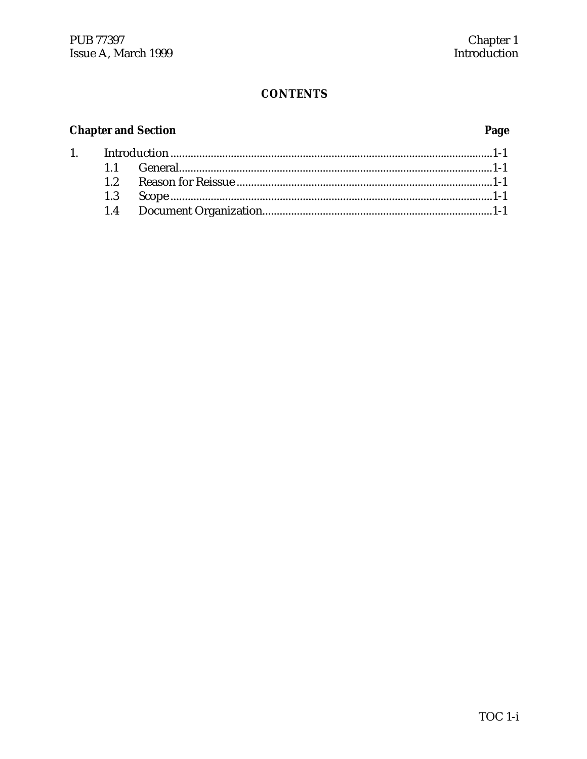## CONTENTS

| Chapter and Section | | Page |
|---|---|---|
| 1. | Introduction | 1-1 |
| 1.1 | General | 1-1 |
| 1.2 | Reason for Reissue | 1-1 |
| 1.3 | Scope | 1-1 |
| 1.4 | Document Organization | 1-1 |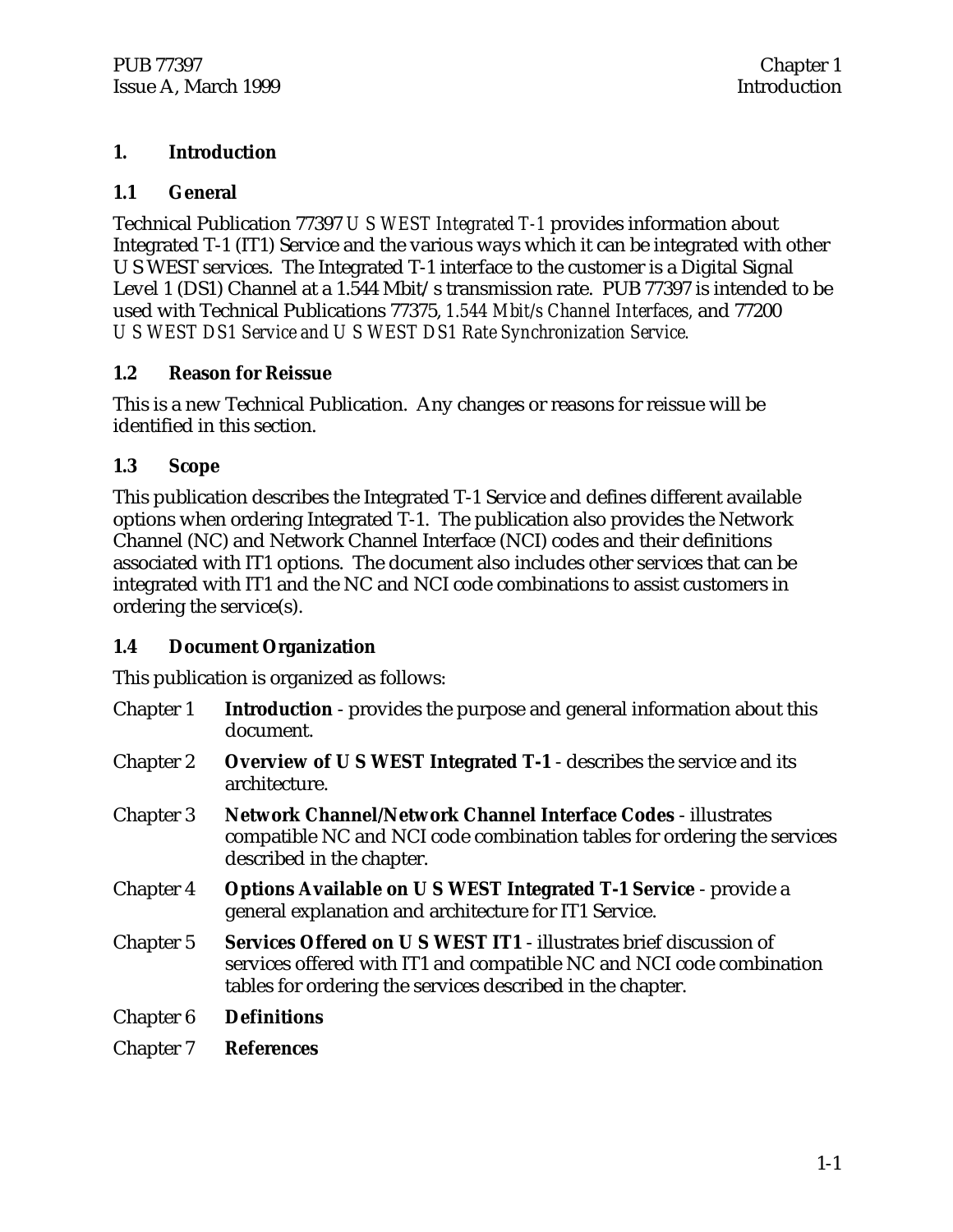# 1. Introduction

## 1.1 General

Technical Publication 77397 *U S WEST Integrated T-1* provides information about Integrated T-1 (IT1) Service and the various ways which it can be integrated with other U S WEST services. The Integrated T-1 interface to the customer is a Digital Signal Level 1 (DS1) Channel at a 1.544 Mbit/s transmission rate. PUB 77397 is intended to be used with Technical Publications 77375, *1.544 Mbit/s Channel Interfaces,* and 77200 *U S WEST DS1 Service and U S WEST DS1 Rate Synchronization Service.*

## 1.2 Reason for Reissue

This is a new Technical Publication. Any changes or reasons for reissue will be identified in this section.

## 1.3 Scope

This publication describes the Integrated T-1 Service and defines different available options when ordering Integrated T-1. The publication also provides the Network Channel (NC) and Network Channel Interface (NCI) codes and their definitions associated with IT1 options. The document also includes other services that can be integrated with IT1 and the NC and NCI code combinations to assist customers in ordering the service(s).

## 1.4 Document Organization

This publication is organized as follows:

Chapter 1 **Introduction** - provides the purpose and general information about this document.

Chapter 2 **Overview of U S WEST Integrated T-1** - describes the service and its architecture.

Chapter 3 **Network Channel/Network Channel Interface Codes** - illustrates compatible NC and NCI code combination tables for ordering the services described in the chapter.

Chapter 4 **Options Available on U S WEST Integrated T-1 Service** - provide a general explanation and architecture for IT1 Service.

Chapter 5 **Services Offered on U S WEST IT1** - illustrates brief discussion of services offered with IT1 and compatible NC and NCI code combination tables for ordering the services described in the chapter.

Chapter 6 **Definitions**

Chapter 7 **References**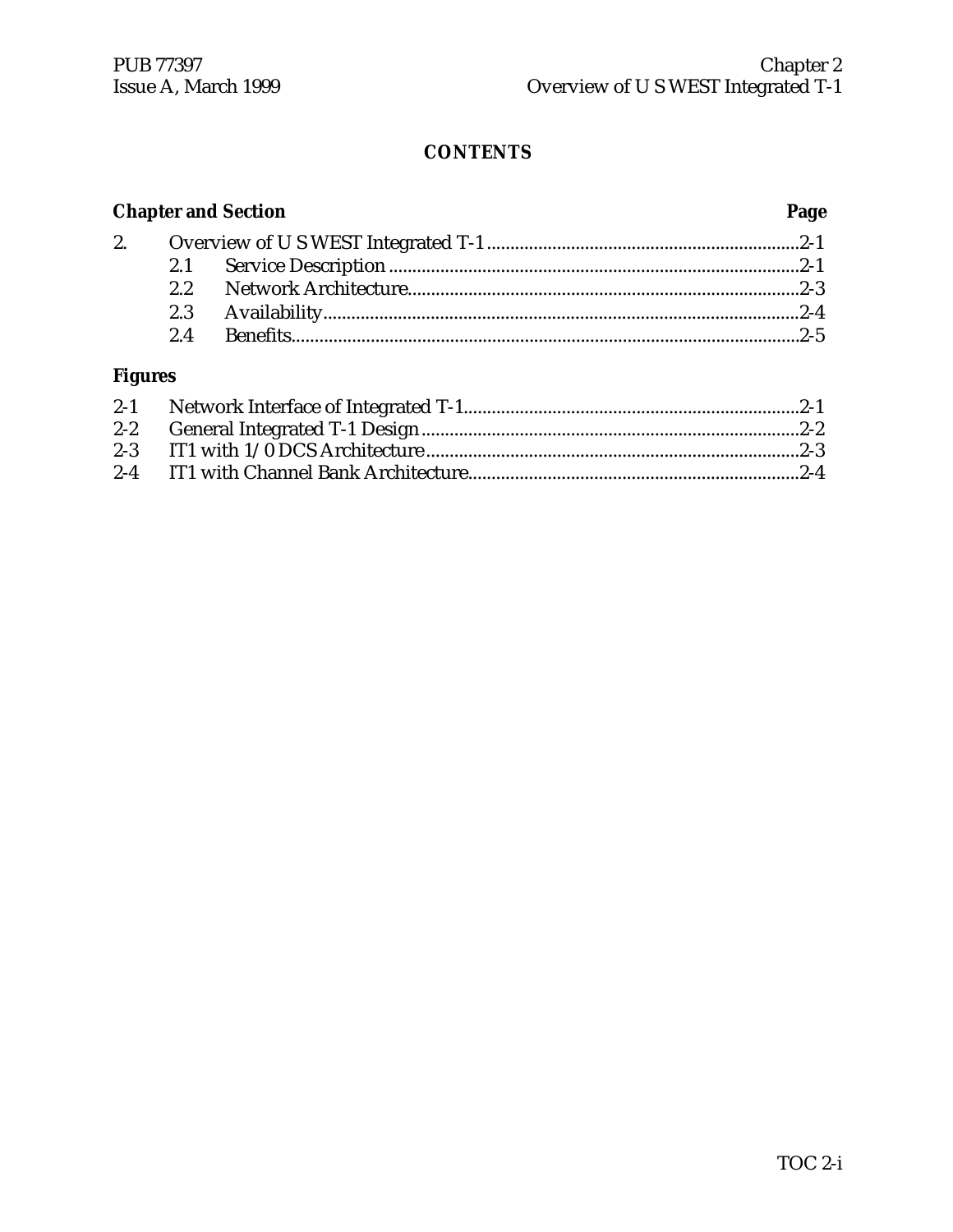## CONTENTS

| Chapter and Section | | Page |
|---|---|---|
| 2. | Overview of U S WEST Integrated T-1 | 2-1 |
| 2.1 | Service Description | 2-1 |
| 2.2 | Network Architecture | 2-3 |
| 2.3 | Availability | 2-4 |
| 2.4 | Benefits | 2-5 |

### Figures

| | | |
|---|---|---|
| 2-1 | Network Interface of Integrated T-1 | 2-1 |
| 2-2 | General Integrated T-1 Design | 2-2 |
| 2-3 | IT1 with 1/0 DCS Architecture | 2-3 |
| 2-4 | IT1 with Channel Bank Architecture | 2-4 |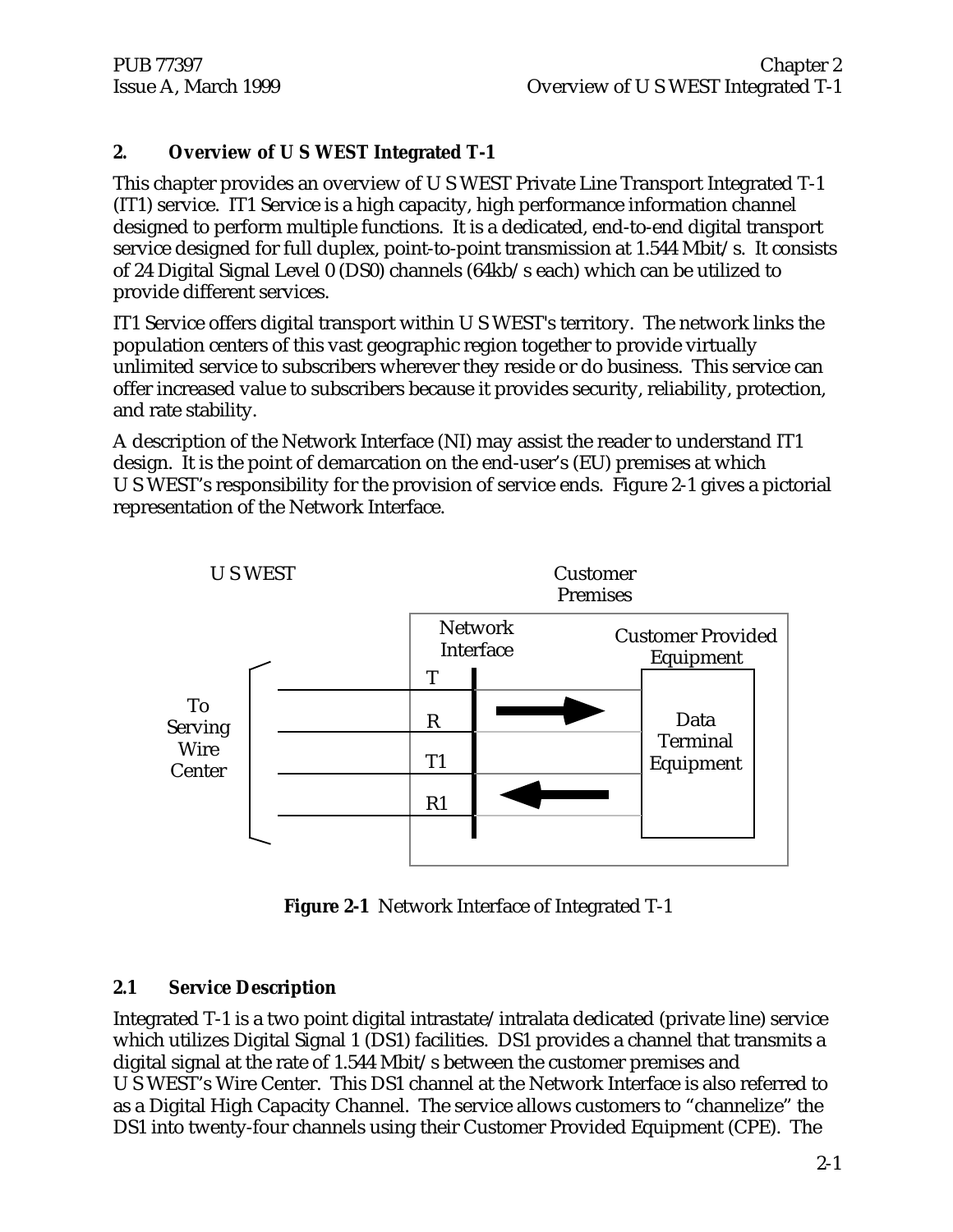## 2. Overview of U S WEST Integrated T-1

This chapter provides an overview of U S WEST Private Line Transport Integrated T-1 (IT1) service. IT1 Service is a high capacity, high performance information channel designed to perform multiple functions. It is a dedicated, end-to-end digital transport service designed for full duplex, point-to-point transmission at 1.544 Mbit/s. It consists of 24 Digital Signal Level 0 (DS0) channels (64kb/s each) which can be utilized to provide different services.

IT1 Service offers digital transport within U S WEST's territory. The network links the population centers of this vast geographic region together to provide virtually unlimited service to subscribers wherever they reside or do business. This service can offer increased value to subscribers because it provides security, reliability, protection, and rate stability.

A description of the Network Interface (NI) may assist the reader to understand IT1 design. It is the point of demarcation on the end-user's (EU) premises at which U S WEST's responsibility for the provision of service ends. Figure 2-1 gives a pictorial representation of the Network Interface.

U S WEST | Customer Premises

To Serving Wire Center — Network Interface (T, R, T1, R1) — Customer Provided Equipment: Data Terminal Equipment

**Figure 2-1** Network Interface of Integrated T-1

### 2.1 Service Description

Integrated T-1 is a two point digital intrastate/intralata dedicated (private line) service which utilizes Digital Signal 1 (DS1) facilities. DS1 provides a channel that transmits a digital signal at the rate of 1.544 Mbit/s between the customer premises and U S WEST's Wire Center. This DS1 channel at the Network Interface is also referred to as a Digital High Capacity Channel. The service allows customers to "channelize" the DS1 into twenty-four channels using their Customer Provided Equipment (CPE). The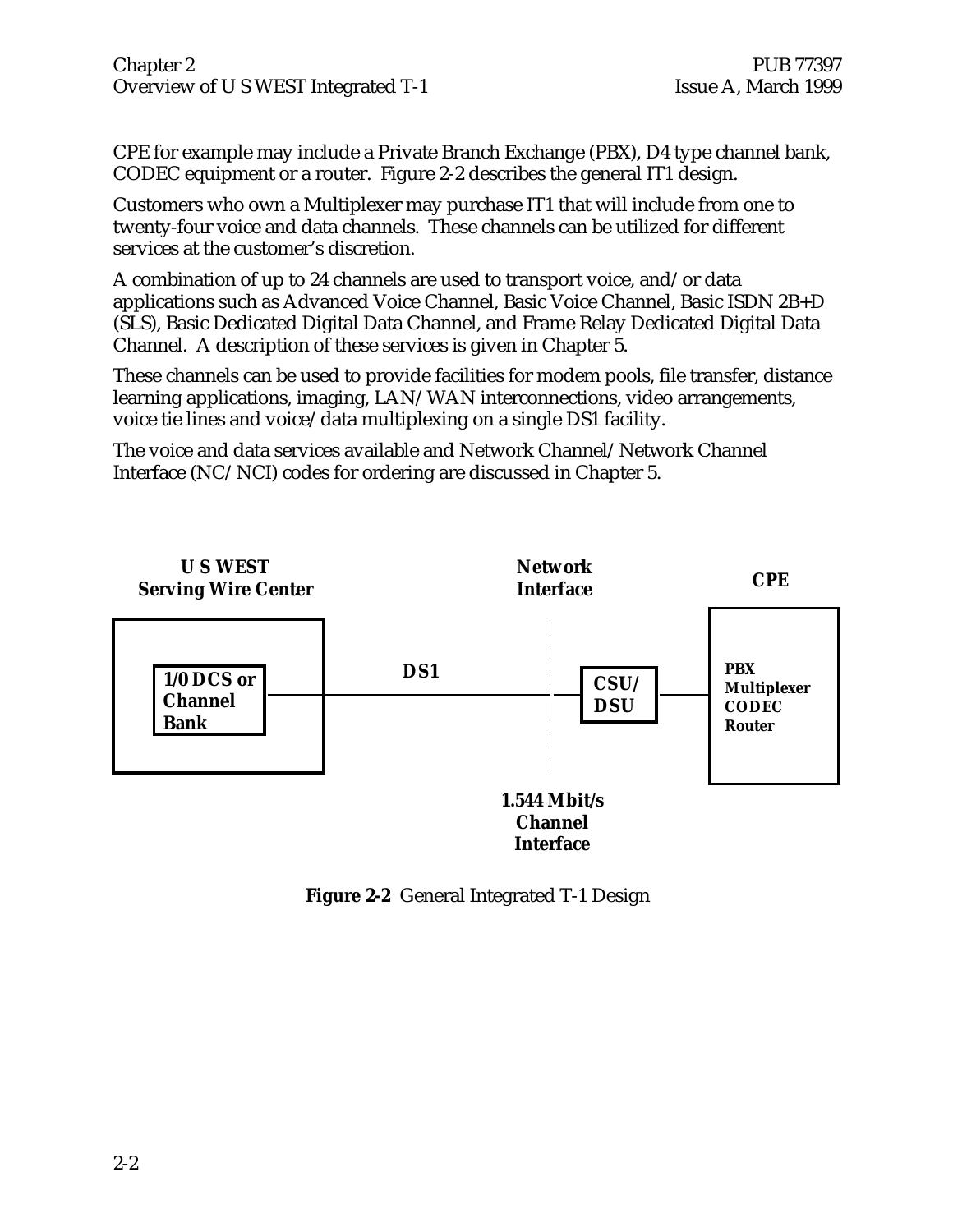CPE for example may include a Private Branch Exchange (PBX), D4 type channel bank, CODEC equipment or a router. Figure 2-2 describes the general IT1 design.

Customers who own a Multiplexer may purchase IT1 that will include from one to twenty-four voice and data channels. These channels can be utilized for different services at the customer's discretion.

A combination of up to 24 channels are used to transport voice, and/or data applications such as Advanced Voice Channel, Basic Voice Channel, Basic ISDN 2B+D (SLS), Basic Dedicated Digital Data Channel, and Frame Relay Dedicated Digital Data Channel. A description of these services is given in Chapter 5.

These channels can be used to provide facilities for modem pools, file transfer, distance learning applications, imaging, LAN/WAN interconnections, video arrangements, voice tie lines and voice/data multiplexing on a single DS1 facility.

The voice and data services available and Network Channel/Network Channel Interface (NC/NCI) codes for ordering are discussed in Chapter 5.

**U S WEST Serving Wire Center** — **1/0 DCS or Channel Bank** — **DS1** — **Network Interface** — **CSU/ DSU** — **CPE**: **PBX Multiplexer CODEC Router**

**1.544 Mbit/s Channel Interface**

**Figure 2-2** General Integrated T-1 Design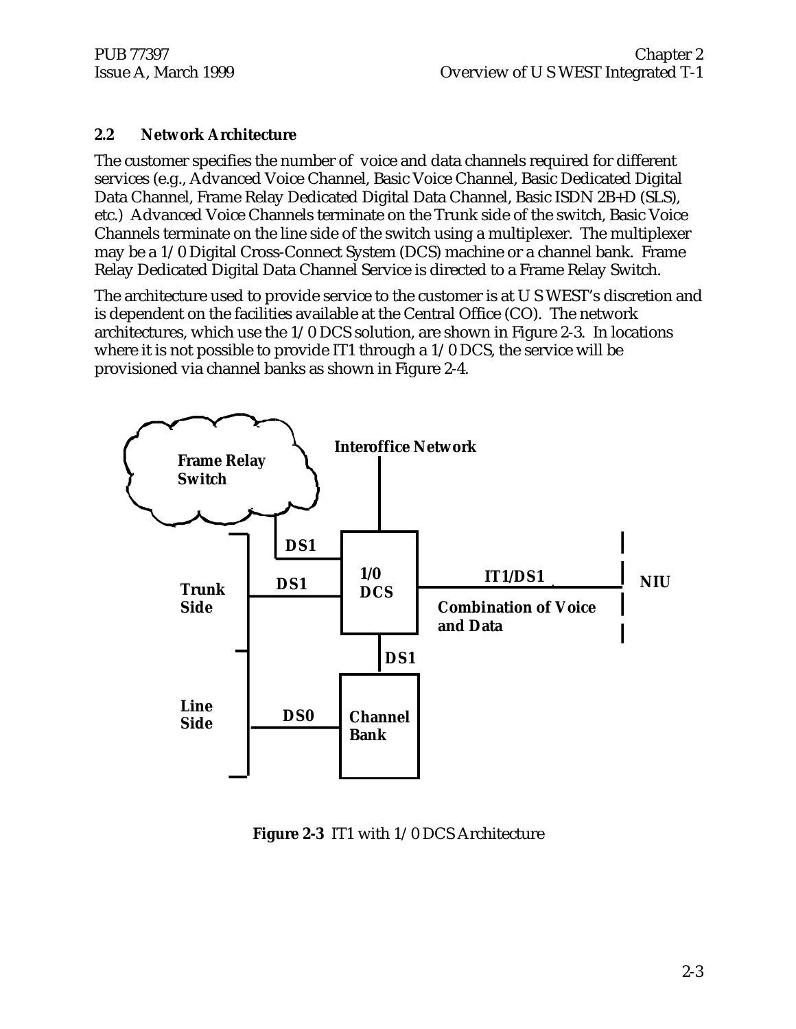## 2.2 Network Architecture

The customer specifies the number of voice and data channels required for different services (e.g., Advanced Voice Channel, Basic Voice Channel, Basic Dedicated Digital Data Channel, Frame Relay Dedicated Digital Data Channel, Basic ISDN 2B+D (SLS), etc.) Advanced Voice Channels terminate on the Trunk side of the switch, Basic Voice Channels terminate on the line side of the switch using a multiplexer. The multiplexer may be a 1/0 Digital Cross-Connect System (DCS) machine or a channel bank. Frame Relay Dedicated Digital Data Channel Service is directed to a Frame Relay Switch.

The architecture used to provide service to the customer is at U S WEST's discretion and is dependent on the facilities available at the Central Office (CO). The network architectures, which use the 1/0 DCS solution, are shown in Figure 2-3. In locations where it is not possible to provide IT1 through a 1/0 DCS, the service will be provisioned via channel banks as shown in Figure 2-4.

Frame Relay Switch

Interoffice Network

DS1

Trunk Side

DS1

1/0 DCS

IT1/DS1

NIU

Combination of Voice and Data

DS1

Line Side

DS0

Channel Bank

**Figure 2-3** IT1 with 1/0 DCS Architecture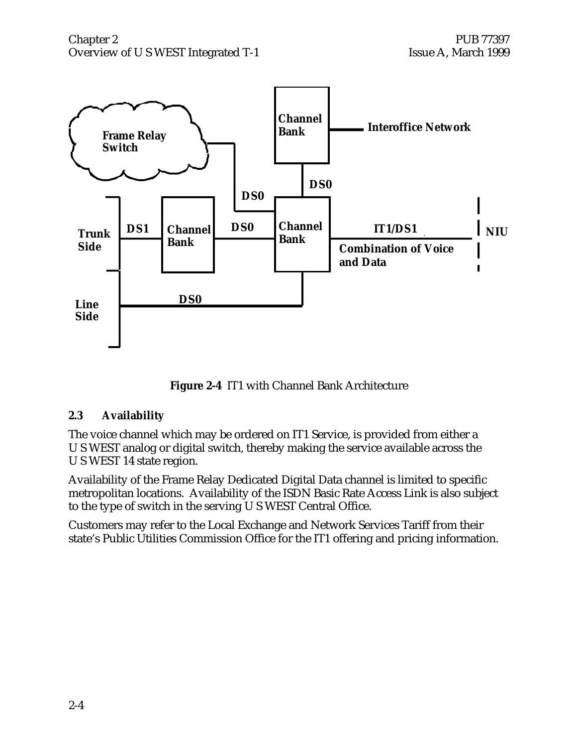**Figure 2-4** IT1 with Channel Bank Architecture

## 2.3 Availability

The voice channel which may be ordered on IT1 Service, is provided from either a U S WEST analog or digital switch, thereby making the service available across the U S WEST 14 state region.

Availability of the Frame Relay Dedicated Digital Data channel is limited to specific metropolitan locations. Availability of the ISDN Basic Rate Access Link is also subject to the type of switch in the serving U S WEST Central Office.

Customers may refer to the Local Exchange and Network Services Tariff from their state's Public Utilities Commission Office for the IT1 offering and pricing information.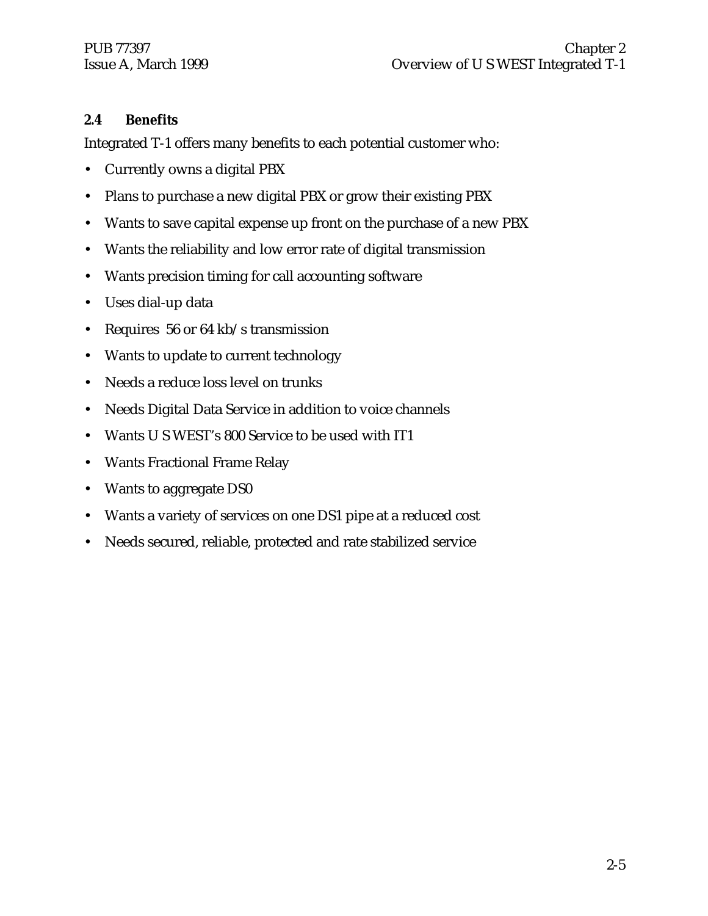## 2.4 Benefits

Integrated T-1 offers many benefits to each potential customer who:

- Currently owns a digital PBX
- Plans to purchase a new digital PBX or grow their existing PBX
- Wants to save capital expense up front on the purchase of a new PBX
- Wants the reliability and low error rate of digital transmission
- Wants precision timing for call accounting software
- Uses dial-up data
- Requires 56 or 64 kb/s transmission
- Wants to update to current technology
- Needs a reduce loss level on trunks
- Needs Digital Data Service in addition to voice channels
- Wants U S WEST's 800 Service to be used with IT1
- Wants Fractional Frame Relay
- Wants to aggregate DS0
- Wants a variety of services on one DS1 pipe at a reduced cost
- Needs secured, reliable, protected and rate stabilized service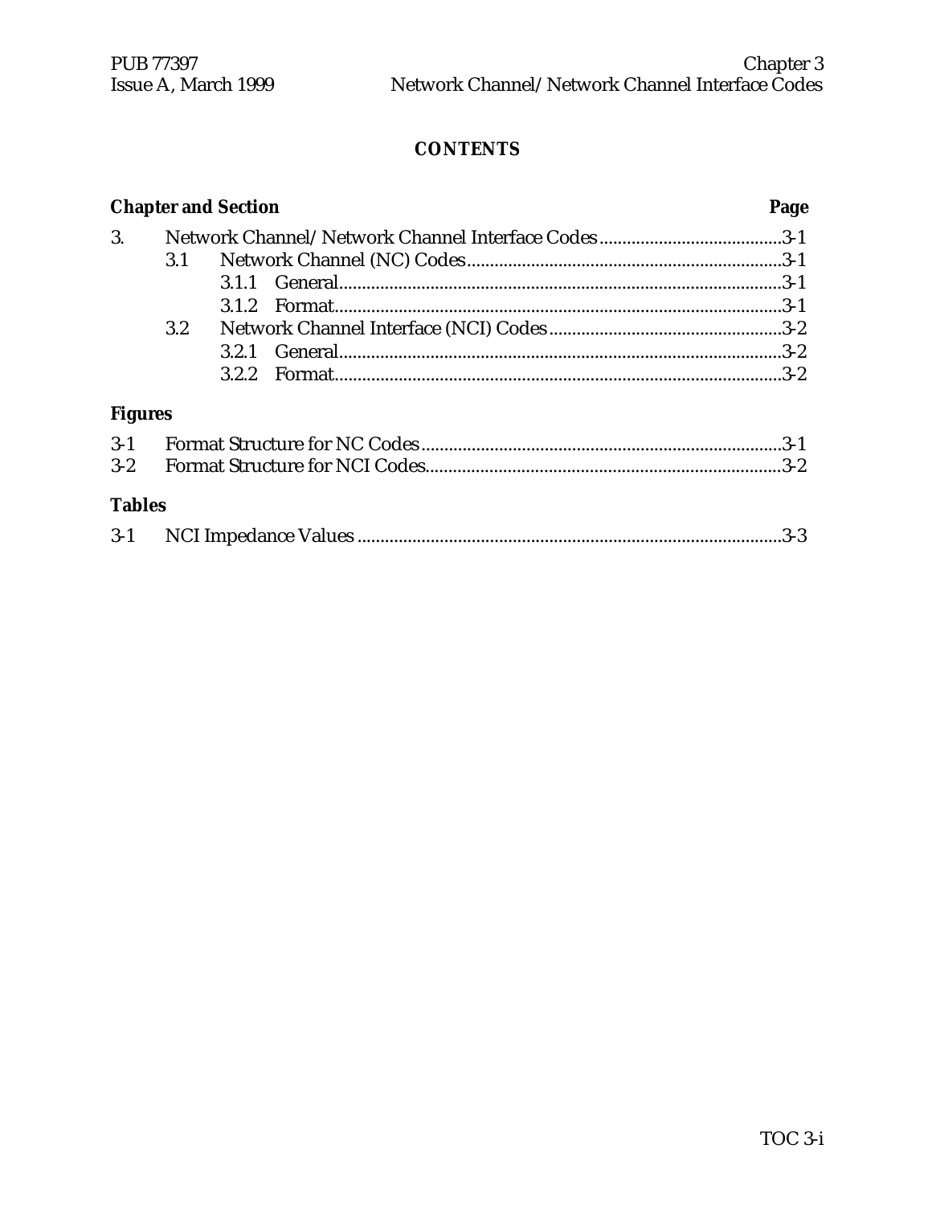## CONTENTS

| Chapter and Section | | Page |
|---|---|---|
| 3. | Network Channel/Network Channel Interface Codes | 3-1 |
| 3.1 | Network Channel (NC) Codes | 3-1 |
| 3.1.1 | General | 3-1 |
| 3.1.2 | Format | 3-1 |
| 3.2 | Network Channel Interface (NCI) Codes | 3-2 |
| 3.2.1 | General | 3-2 |
| 3.2.2 | Format | 3-2 |

### Figures

| | | |
|---|---|---|
| 3-1 | Format Structure for NC Codes | 3-1 |
| 3-2 | Format Structure for NCI Codes | 3-2 |

### Tables

| | | |
|---|---|---|
| 3-1 | NCI Impedance Values | 3-3 |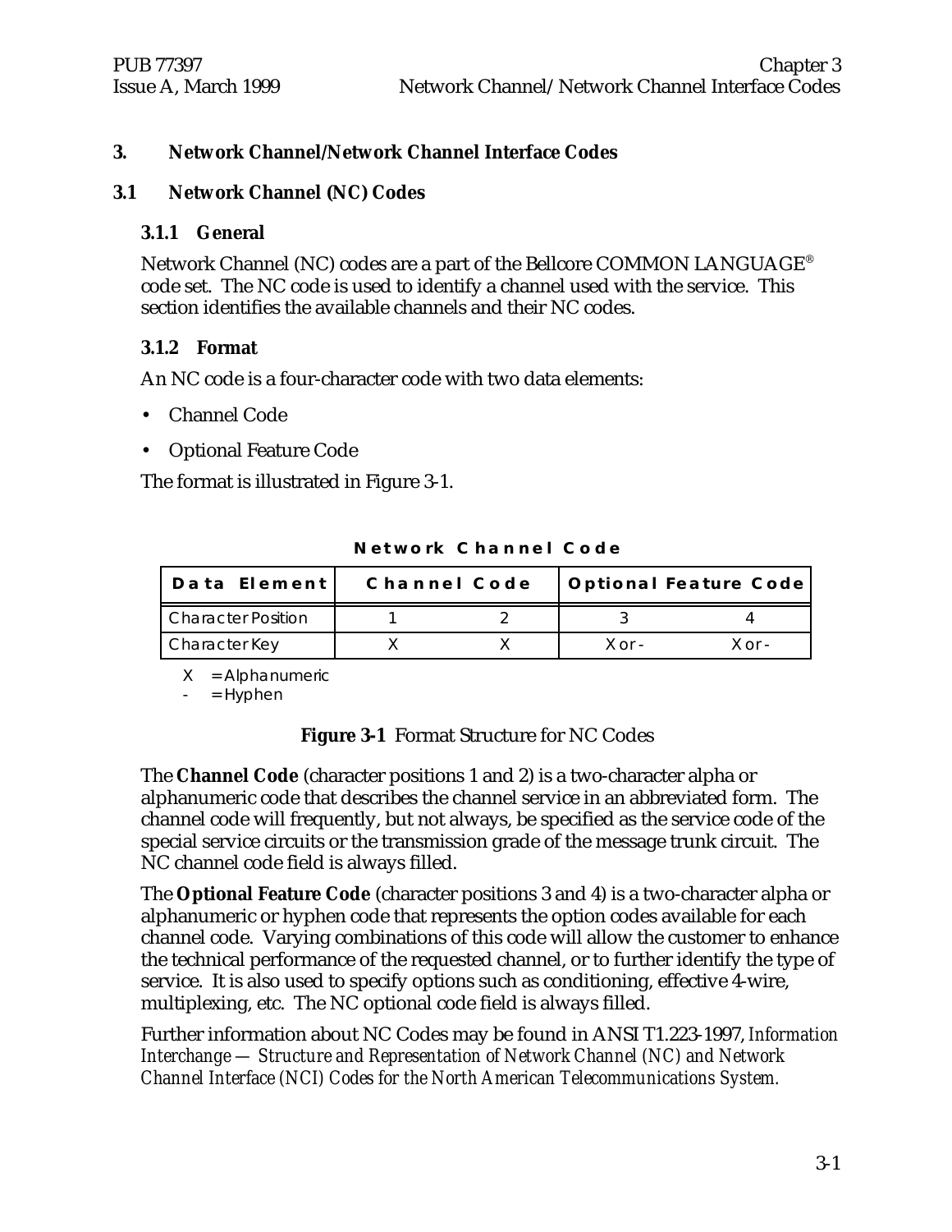# 3. Network Channel/Network Channel Interface Codes

## 3.1 Network Channel (NC) Codes

### 3.1.1 General

Network Channel (NC) codes are a part of the Bellcore COMMON LANGUAGE® code set. The NC code is used to identify a channel used with the service. This section identifies the available channels and their NC codes.

### 3.1.2 Format

An NC code is a four-character code with two data elements:

- Channel Code
- Optional Feature Code

The format is illustrated in Figure 3-1.

**Network Channel Code**

| Data Element | Channel Code | | Optional Feature Code | |
|---|---|---|---|---|
| Character Position | 1 | 2 | 3 | 4 |
| Character Key | X | X | X or - | X or - |

X = Alphanumeric
\- = Hyphen

**Figure 3-1** Format Structure for NC Codes

The **Channel Code** (character positions 1 and 2) is a two-character alpha or alphanumeric code that describes the channel service in an abbreviated form. The channel code will frequently, but not always, be specified as the service code of the special service circuits or the transmission grade of the message trunk circuit. The NC channel code field is always filled.

The **Optional Feature Code** (character positions 3 and 4) is a two-character alpha or alphanumeric or hyphen code that represents the option codes available for each channel code. Varying combinations of this code will allow the customer to enhance the technical performance of the requested channel, or to further identify the type of service. It is also used to specify options such as conditioning, effective 4-wire, multiplexing, etc. The NC optional code field is always filled.

Further information about NC Codes may be found in ANSI T1.223-1997, *Information Interchange — Structure and Representation of Network Channel (NC) and Network Channel Interface (NCI) Codes for the North American Telecommunications System.*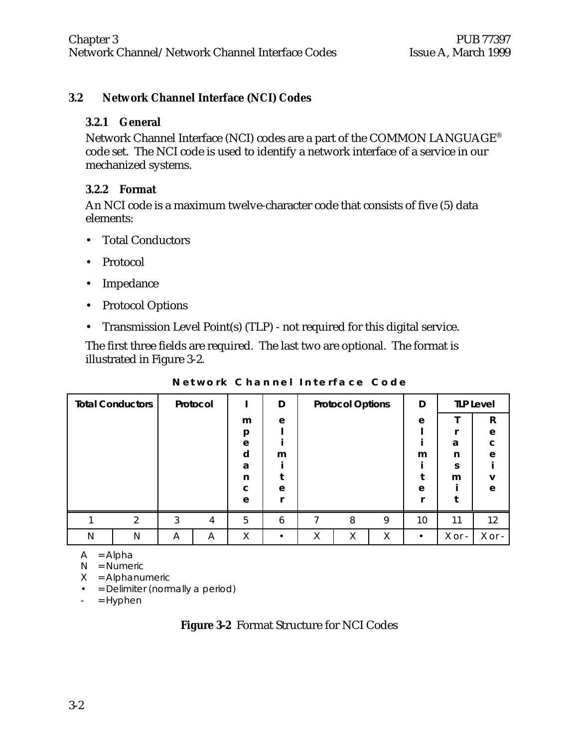## 3.2 Network Channel Interface (NCI) Codes

### 3.2.1 General

Network Channel Interface (NCI) codes are a part of the COMMON LANGUAGE® code set. The NCI code is used to identify a network interface of a service in our mechanized systems.

### 3.2.2 Format

An NCI code is a maximum twelve-character code that consists of five (5) data elements:

- Total Conductors
- Protocol
- Impedance
- Protocol Options
- Transmission Level Point(s) (TLP) - not required for this digital service.

The first three fields are required. The last two are optional. The format is illustrated in Figure 3-2.

**Network Channel Interface Code**

| Total Conductors | | Protocol | | Impedance | Delimiter | Protocol Options | | | Delimiter | TLP Level | |
|---|---|---|---|---|---|---|---|---|---|---|---|
| | | | | | | | | | | Transmit | Receive |
| 1 | 2 | 3 | 4 | 5 | 6 | 7 | 8 | 9 | 10 | 11 | 12 |
| N | N | A | A | X | • | X | X | X | • | X or - | X or - |

A = Alpha
N = Numeric
X = Alphanumeric
• = Delimiter (normally a period)
\- = Hyphen

**Figure 3-2** Format Structure for NCI Codes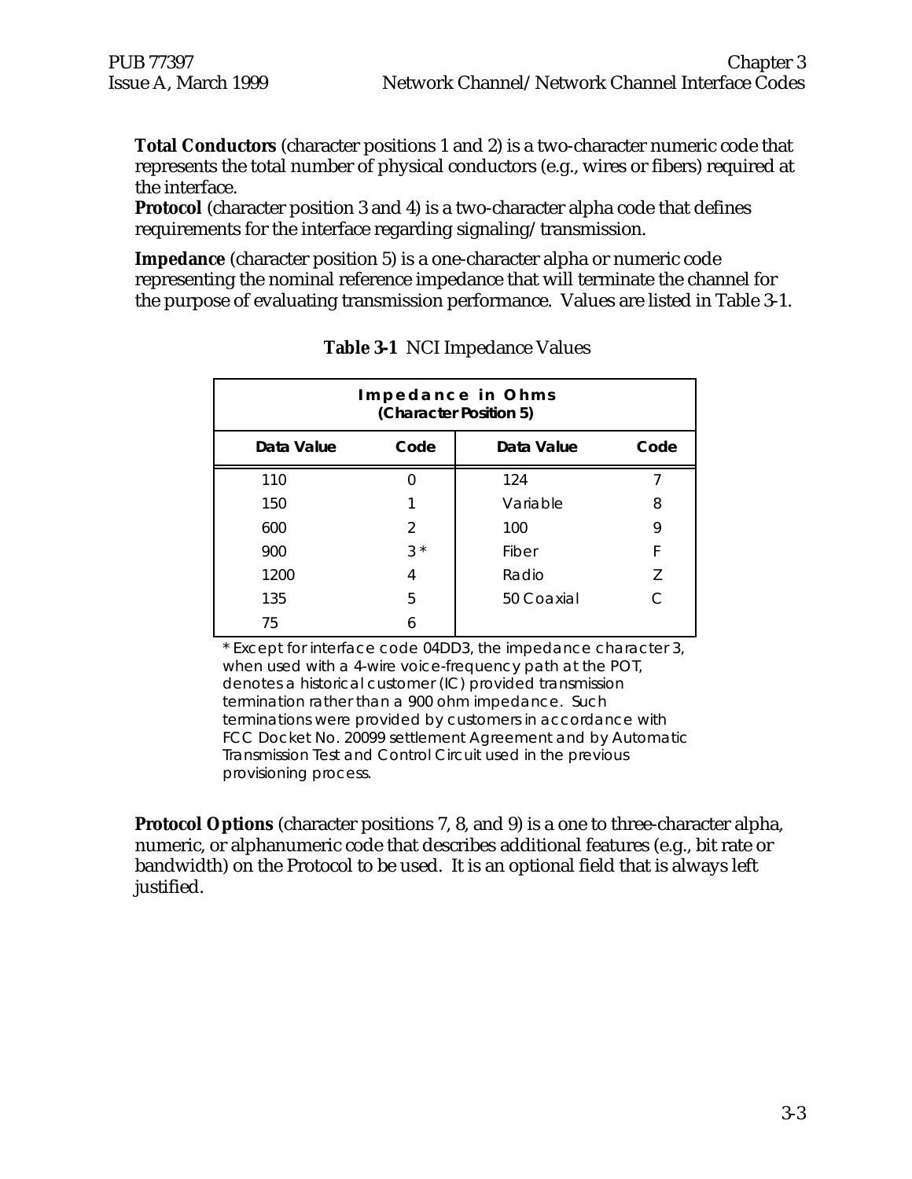**Total Conductors** (character positions 1 and 2) is a two-character numeric code that represents the total number of physical conductors (e.g., wires or fibers) required at the interface.

**Protocol** (character position 3 and 4) is a two-character alpha code that defines requirements for the interface regarding signaling/transmission.

**Impedance** (character position 5) is a one-character alpha or numeric code representing the nominal reference impedance that will terminate the channel for the purpose of evaluating transmission performance. Values are listed in Table 3-1.

**Table 3-1** NCI Impedance Values

| Impedance in Ohms (Character Position 5) | | | |
|---|---|---|---|
| **Data Value** | **Code** | **Data Value** | **Code** |
| 110 | 0 | 124 | 7 |
| 150 | 1 | Variable | 8 |
| 600 | 2 | 100 | 9 |
| 900 | 3 * | Fiber | F |
| 1200 | 4 | Radio | Z |
| 135 | 5 | 50 Coaxial | C |
| 75 | 6 | | |

* Except for interface code 04DD3, the impedance character 3, when used with a 4-wire voice-frequency path at the POT, denotes a historical customer (IC) provided transmission termination rather than a 900 ohm impedance. Such terminations were provided by customers in accordance with FCC Docket No. 20099 settlement Agreement and by Automatic Transmission Test and Control Circuit used in the previous provisioning process.

**Protocol Options** (character positions 7, 8, and 9) is a one to three-character alpha, numeric, or alphanumeric code that describes additional features (e.g., bit rate or bandwidth) on the Protocol to be used. It is an optional field that is always left justified.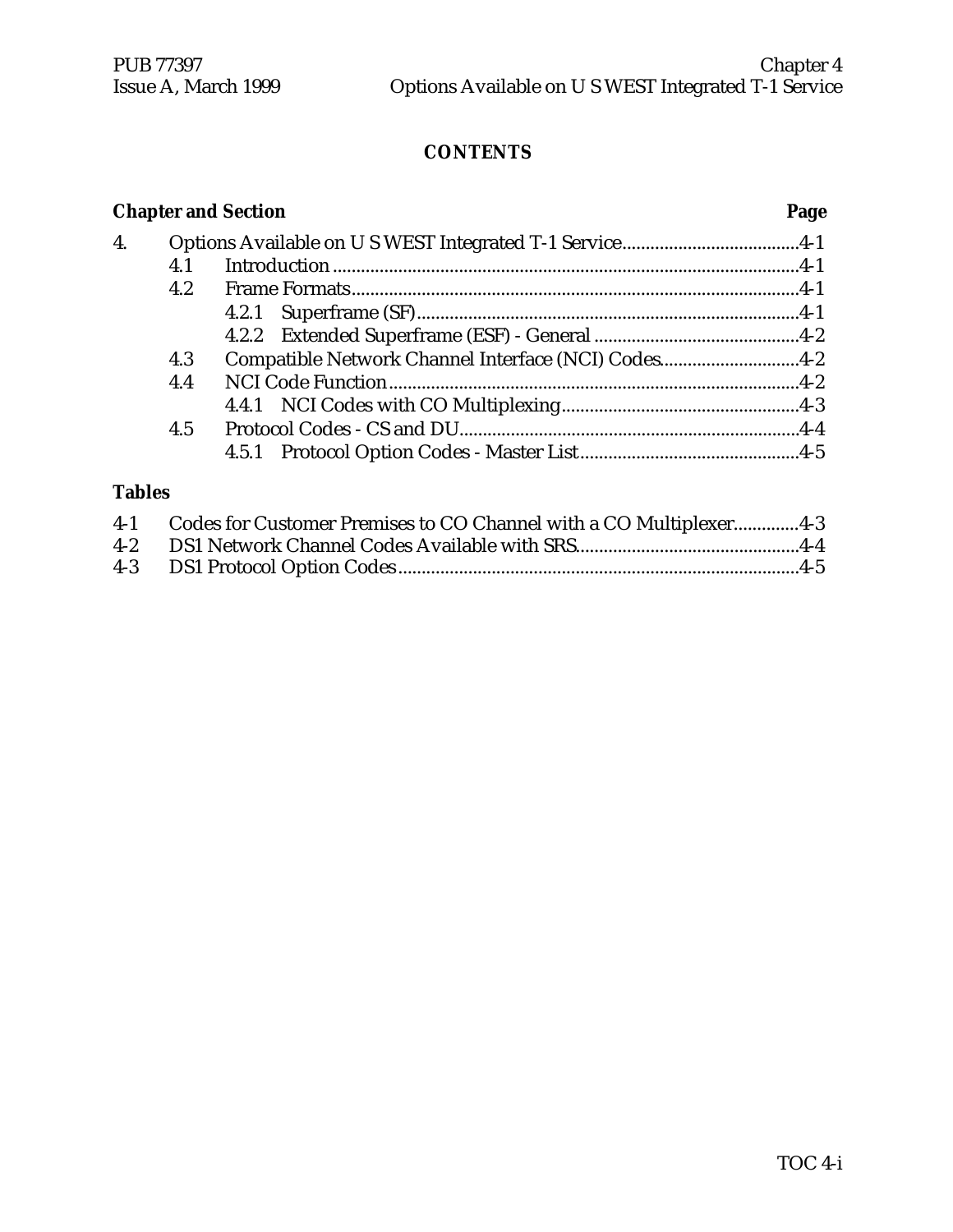## CONTENTS

| Chapter and Section | | | Page |
|---|---|---|---|
| 4. | Options Available on U S WEST Integrated T-1 Service | | 4-1 |
| | 4.1 | Introduction | 4-1 |
| | 4.2 | Frame Formats | 4-1 |
| | | 4.2.1 Superframe (SF) | 4-1 |
| | | 4.2.2 Extended Superframe (ESF) - General | 4-2 |
| | 4.3 | Compatible Network Channel Interface (NCI) Codes | 4-2 |
| | 4.4 | NCI Code Function | 4-2 |
| | | 4.4.1 NCI Codes with CO Multiplexing | 4-3 |
| | 4.5 | Protocol Codes - CS and DU | 4-4 |
| | | 4.5.1 Protocol Option Codes - Master List | 4-5 |

**Tables**

| | | Page |
|---|---|---|
| 4-1 | Codes for Customer Premises to CO Channel with a CO Multiplexer | 4-3 |
| 4-2 | DS1 Network Channel Codes Available with SRS | 4-4 |
| 4-3 | DS1 Protocol Option Codes | 4-5 |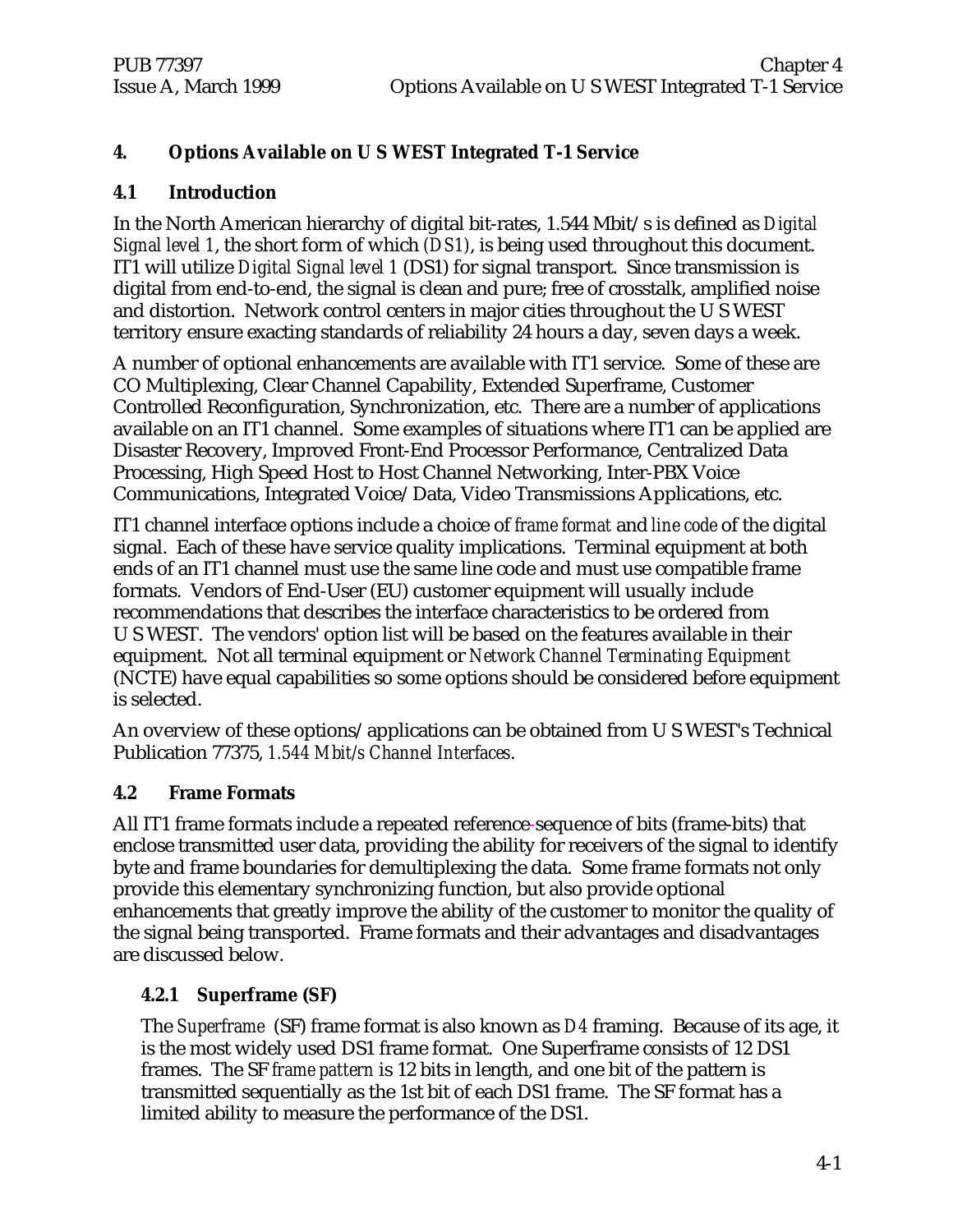# 4. Options Available on U S WEST Integrated T-1 Service

## 4.1 Introduction

In the North American hierarchy of digital bit-rates, 1.544 Mbit/s is defined as *Digital Signal level 1*, the short form of which *(DS1)*, is being used throughout this document. IT1 will utilize *Digital Signal level 1* (DS1) for signal transport. Since transmission is digital from end-to-end, the signal is clean and pure; free of crosstalk, amplified noise and distortion. Network control centers in major cities throughout the U S WEST territory ensure exacting standards of reliability 24 hours a day, seven days a week.

A number of optional enhancements are available with IT1 service. Some of these are CO Multiplexing, Clear Channel Capability, Extended Superframe, Customer Controlled Reconfiguration, Synchronization, etc. There are a number of applications available on an IT1 channel. Some examples of situations where IT1 can be applied are Disaster Recovery, Improved Front-End Processor Performance, Centralized Data Processing, High Speed Host to Host Channel Networking, Inter-PBX Voice Communications, Integrated Voice/Data, Video Transmissions Applications, etc.

IT1 channel interface options include a choice of *frame format* and *line code* of the digital signal. Each of these have service quality implications. Terminal equipment at both ends of an IT1 channel must use the same line code and must use compatible frame formats. Vendors of End-User (EU) customer equipment will usually include recommendations that describes the interface characteristics to be ordered from U S WEST. The vendors' option list will be based on the features available in their equipment. Not all terminal equipment or *Network Channel Terminating Equipment* (NCTE) have equal capabilities so some options should be considered before equipment is selected.

An overview of these options/applications can be obtained from U S WEST's Technical Publication 77375, *1.544 Mbit/s Channel Interfaces*.

## 4.2 Frame Formats

All IT1 frame formats include a repeated reference-sequence of bits (frame-bits) that enclose transmitted user data, providing the ability for receivers of the signal to identify byte and frame boundaries for demultiplexing the data. Some frame formats not only provide this elementary synchronizing function, but also provide optional enhancements that greatly improve the ability of the customer to monitor the quality of the signal being transported. Frame formats and their advantages and disadvantages are discussed below.

### 4.2.1 Superframe (SF)

The *Superframe* (SF) frame format is also known as *D4* framing. Because of its age, it is the most widely used DS1 frame format. One Superframe consists of 12 DS1 frames. The SF *frame pattern* is 12 bits in length, and one bit of the pattern is transmitted sequentially as the 1st bit of each DS1 frame. The SF format has a limited ability to measure the performance of the DS1.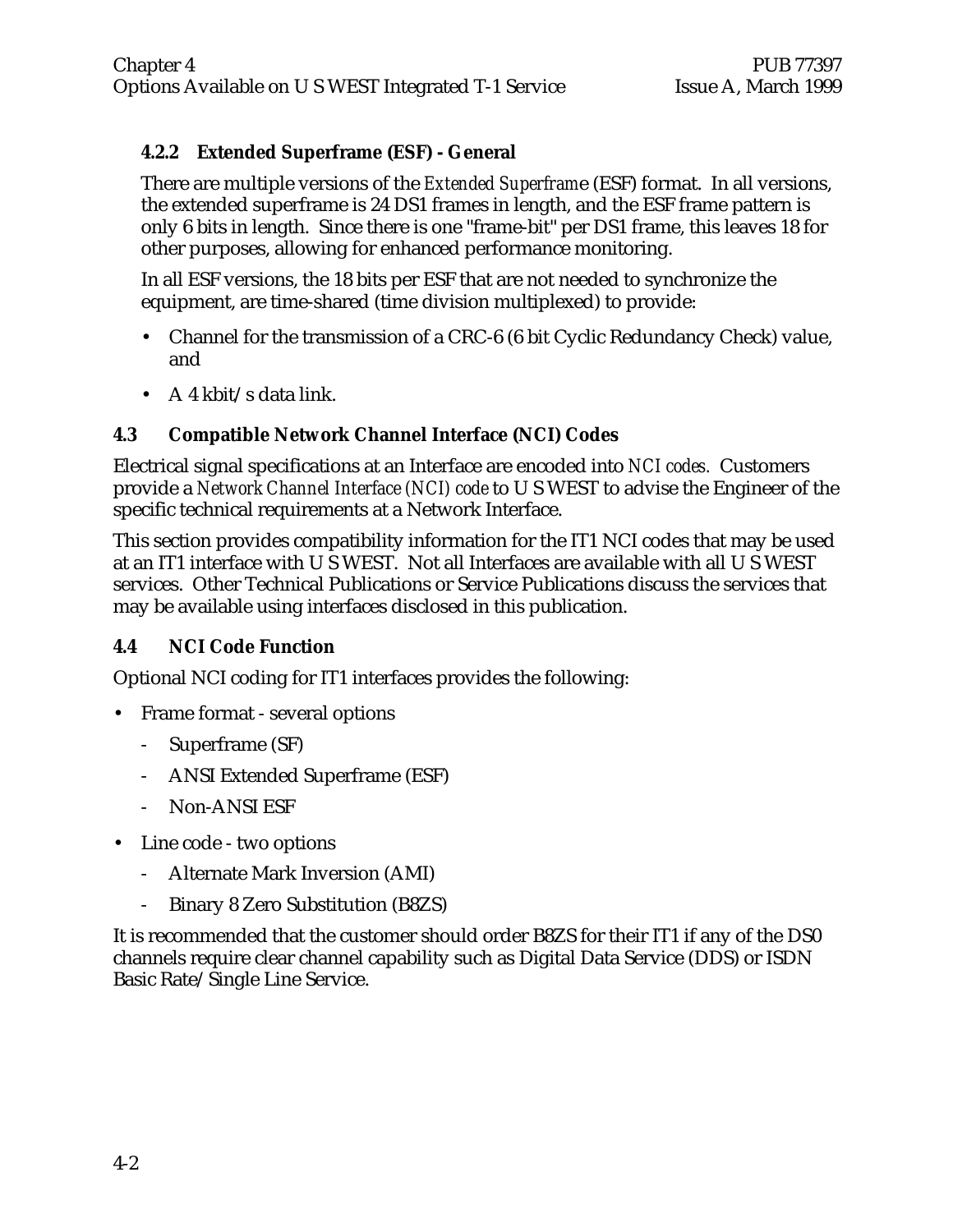### 4.2.2 Extended Superframe (ESF) - General

There are multiple versions of the *Extended Superframe* (ESF) format. In all versions, the extended superframe is 24 DS1 frames in length, and the ESF frame pattern is only 6 bits in length. Since there is one "frame-bit" per DS1 frame, this leaves 18 for other purposes, allowing for enhanced performance monitoring.

In all ESF versions, the 18 bits per ESF that are not needed to synchronize the equipment, are time-shared (time division multiplexed) to provide:

- Channel for the transmission of a CRC-6 (6 bit Cyclic Redundancy Check) value, and
- A 4 kbit/s data link.

## 4.3 Compatible Network Channel Interface (NCI) Codes

Electrical signal specifications at an Interface are encoded into *NCI codes.* Customers provide a *Network Channel Interface (NCI) code* to U S WEST to advise the Engineer of the specific technical requirements at a Network Interface.

This section provides compatibility information for the IT1 NCI codes that may be used at an IT1 interface with U S WEST. Not all Interfaces are available with all U S WEST services. Other Technical Publications or Service Publications discuss the services that may be available using interfaces disclosed in this publication.

## 4.4 NCI Code Function

Optional NCI coding for IT1 interfaces provides the following:

- Frame format - several options
  - Superframe (SF)
  - ANSI Extended Superframe (ESF)
  - Non-ANSI ESF
- Line code - two options
  - Alternate Mark Inversion (AMI)
  - Binary 8 Zero Substitution (B8ZS)

It is recommended that the customer should order B8ZS for their IT1 if any of the DS0 channels require clear channel capability such as Digital Data Service (DDS) or ISDN Basic Rate/Single Line Service.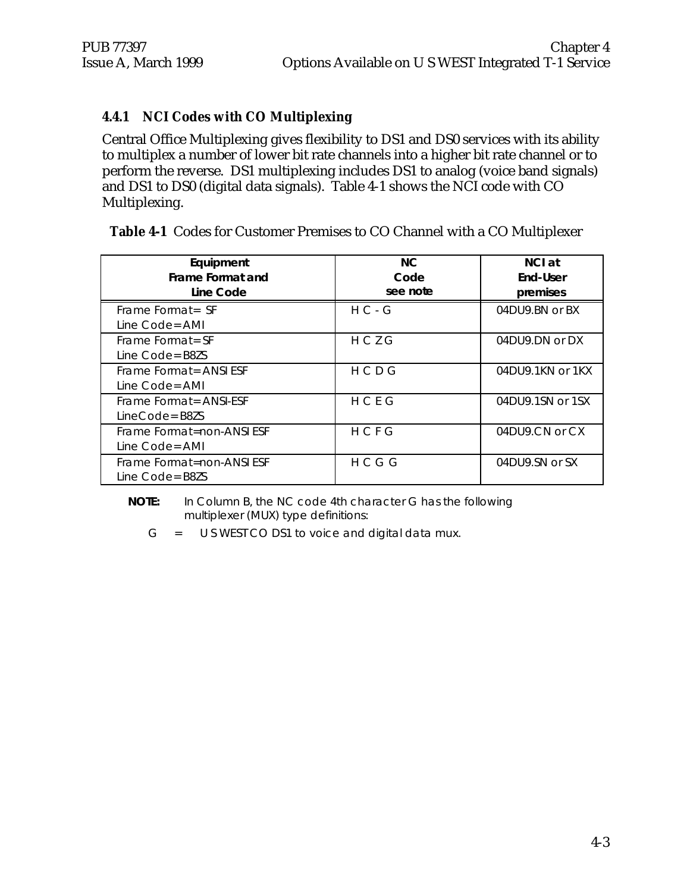### 4.4.1 NCI Codes with CO Multiplexing

Central Office Multiplexing gives flexibility to DS1 and DS0 services with its ability to multiplex a number of lower bit rate channels into a higher bit rate channel or to perform the reverse. DS1 multiplexing includes DS1 to analog (voice band signals) and DS1 to DS0 (digital data signals). Table 4-1 shows the NCI code with CO Multiplexing.

**Table 4-1** Codes for Customer Premises to CO Channel with a CO Multiplexer

| Equipment Frame Format and Line Code | NC Code see note | NCI at End-User premises |
|---|---|---|
| Frame Format= SF<br>Line Code=AMI | H C - G | 04DU9.BN or BX |
| Frame Format=SF<br>Line Code=B8ZS | H C Z G | 04DU9.DN or DX |
| Frame Format=ANSI ESF<br>Line Code=AMI | H C D G | 04DU9.1KN or 1KX |
| Frame Format=ANSI-ESF<br>LineCode=B8ZS | H C E G | 04DU9.1SN or 1SX |
| Frame Format=non-ANSI ESF<br>Line Code=AMI | H C F G | 04DU9.CN or CX |
| Frame Format=non-ANSI ESF<br>Line Code=B8ZS | H C G G | 04DU9.SN or SX |

**NOTE:** In Column B, the NC code 4th character G has the following multiplexer (MUX) type definitions:

G = U S WEST CO DS1 to voice and digital data mux.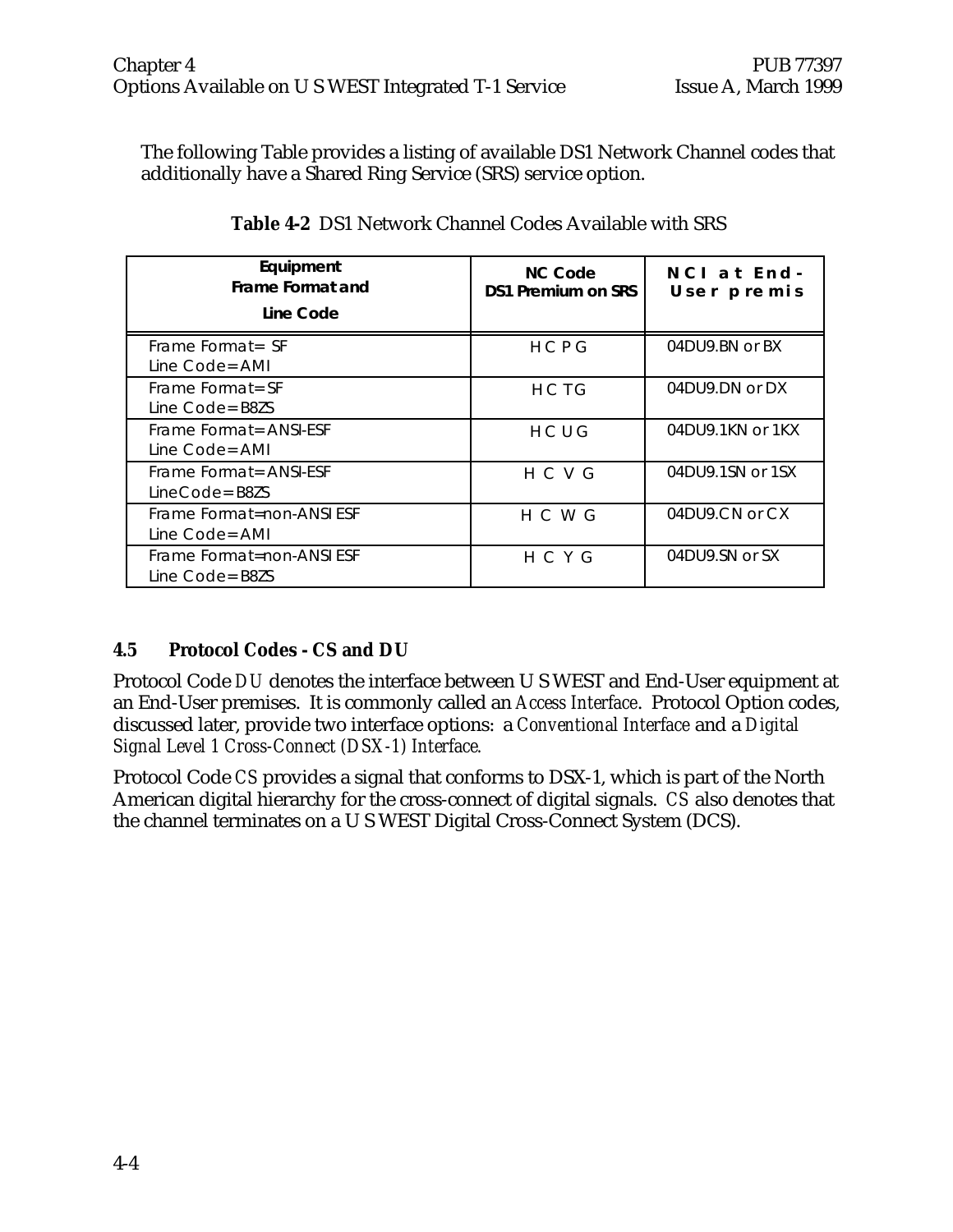The following Table provides a listing of available DS1 Network Channel codes that additionally have a Shared Ring Service (SRS) service option.

**Table 4-2** DS1 Network Channel Codes Available with SRS

| Equipment Frame Format and Line Code | NC Code DS1 Premium on SRS | NCI at End-User premis |
|---|---|---|
| Frame Format= SF<br>Line Code= AMI | HCPG | 04DU9.BN or BX |
| Frame Format= SF<br>Line Code= B8ZS | HCTG | 04DU9.DN or DX |
| Frame Format= ANSI-ESF<br>Line Code= AMI | HCUG | 04DU9.1KN or 1KX |
| Frame Format= ANSI-ESF<br>LineCode= B8ZS | HCVG | 04DU9.1SN or 1SX |
| Frame Format=non-ANSI ESF<br>Line Code= AMI | HCWG | 04DU9.CN or CX |
| Frame Format=non-ANSI ESF<br>Line Code= B8ZS | HCYG | 04DU9.SN or SX |

### 4.5 Protocol Codes - CS and DU

Protocol Code *DU* denotes the interface between U S WEST and End-User equipment at an End-User premises. It is commonly called an *Access Interface*. Protocol Option codes, discussed later, provide two interface options: a *Conventional Interface* and a *Digital Signal Level 1 Cross-Connect (DSX-1) Interface.*

Protocol Code *CS* provides a signal that conforms to DSX-1, which is part of the North American digital hierarchy for the cross-connect of digital signals. *CS* also denotes that the channel terminates on a U S WEST Digital Cross-Connect System (DCS).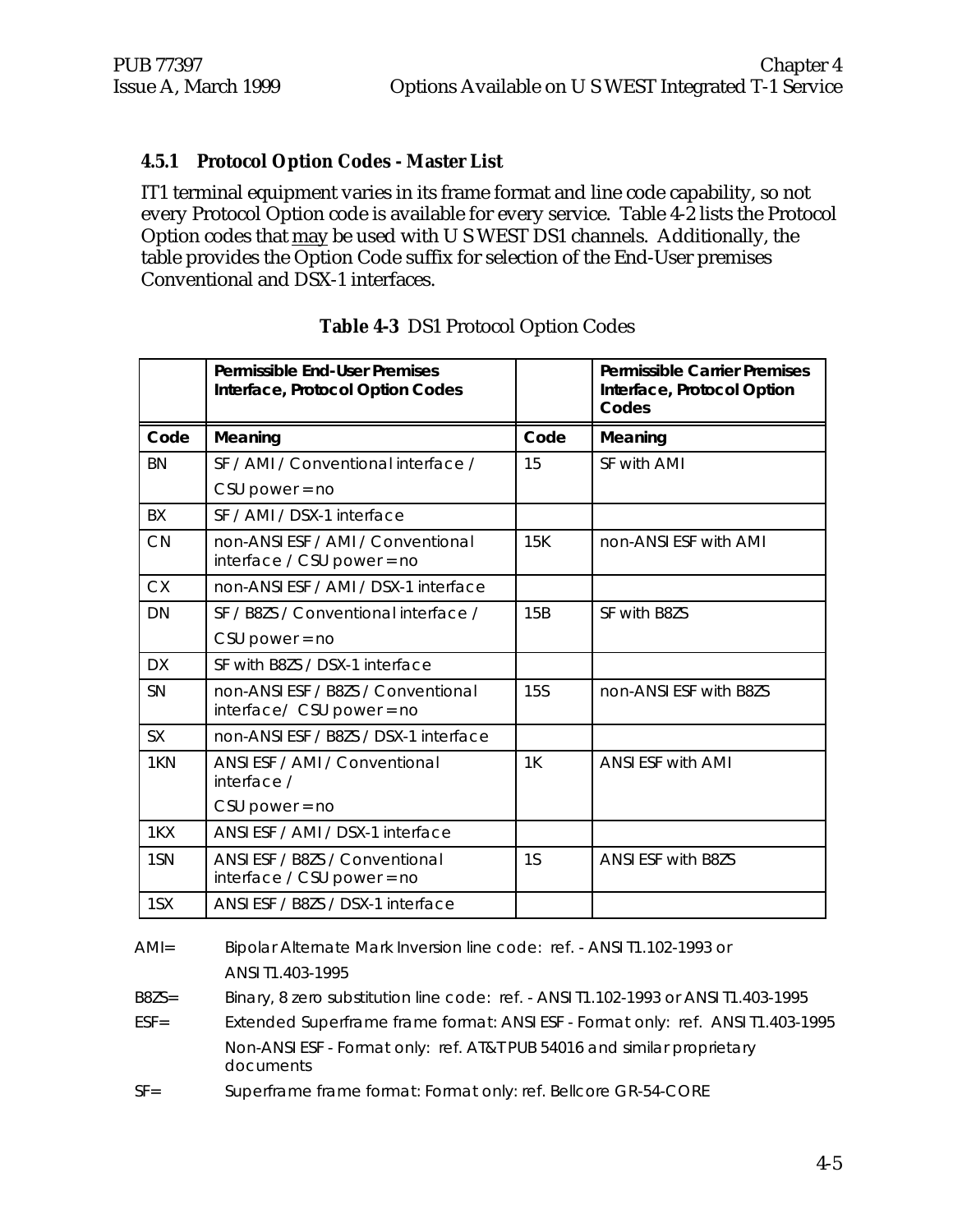### 4.5.1 Protocol Option Codes - Master List

IT1 terminal equipment varies in its frame format and line code capability, so not every Protocol Option code is available for every service. Table 4-2 lists the Protocol Option codes that may be used with U S WEST DS1 channels. Additionally, the table provides the Option Code suffix for selection of the End-User premises Conventional and DSX-1 interfaces.

**Table 4-3** DS1 Protocol Option Codes

| | Permissible End-User Premises Interface, Protocol Option Codes | | Permissible Carrier Premises Interface, Protocol Option Codes |
|---|---|---|---|
| **Code** | **Meaning** | **Code** | **Meaning** |
| BN | SF / AMI / Conventional interface / CSU power = no | 15 | SF with AMI |
| BX | SF / AMI / DSX-1 interface | | |
| CN | non-ANSI ESF / AMI / Conventional interface / CSU power = no | 15K | non-ANSI ESF with AMI |
| CX | non-ANSI ESF / AMI / DSX-1 interface | | |
| DN | SF / B8ZS / Conventional interface / CSU power = no | 15B | SF with B8ZS |
| DX | SF with B8ZS / DSX-1 interface | | |
| SN | non-ANSI ESF / B8ZS / Conventional interface/ CSU power = no | 15S | non-ANSI ESF with B8ZS |
| SX | non-ANSI ESF / B8ZS / DSX-1 interface | | |
| 1KN | ANSI ESF / AMI / Conventional interface / CSU power = no | 1K | ANSI ESF with AMI |
| 1KX | ANSI ESF / AMI / DSX-1 interface | | |
| 1SN | ANSI ESF / B8ZS / Conventional interface / CSU power = no | 1S | ANSI ESF with B8ZS |
| 1SX | ANSI ESF / B8ZS / DSX-1 interface | | |

AMI= Bipolar Alternate Mark Inversion line code: ref. - ANSI T1.102-1993 or ANSI T1.403-1995

B8ZS= Binary, 8 zero substitution line code: ref. - ANSI T1.102-1993 or ANSI T1.403-1995

ESF= Extended Superframe frame format: ANSI ESF - Format only: ref. ANSI T1.403-1995
Non-ANSI ESF - Format only: ref. AT&T PUB 54016 and similar proprietary documents

SF= Superframe frame format: Format only: ref. Bellcore GR-54-CORE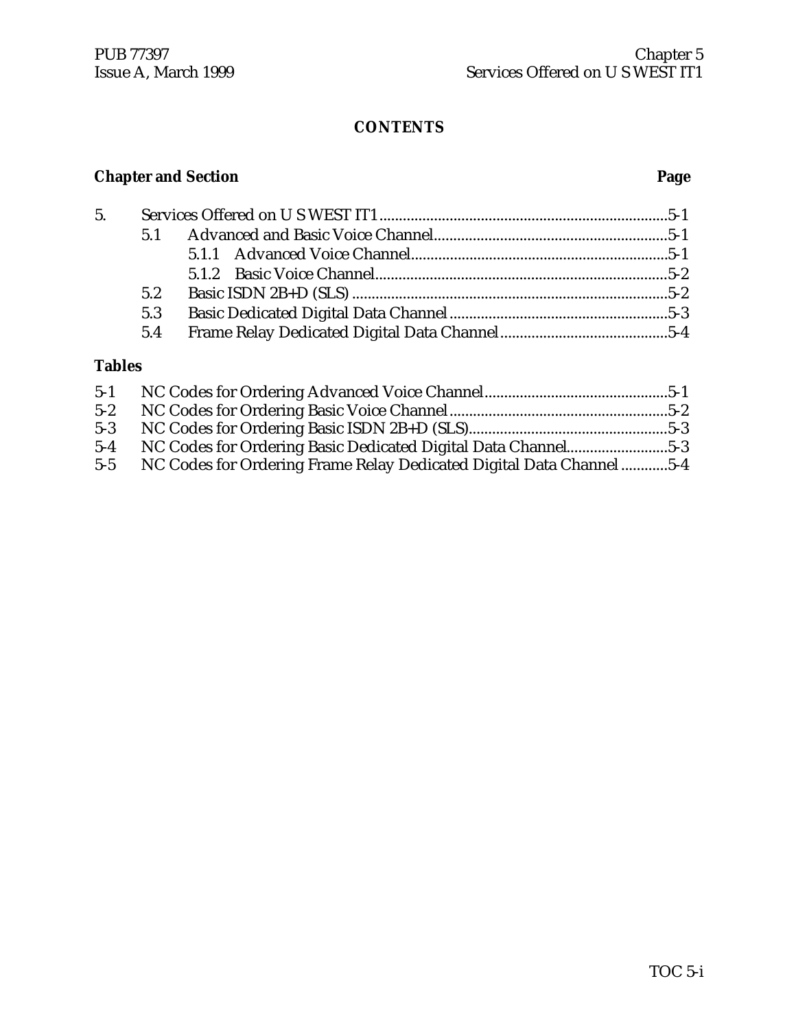# CONTENTS

**Chapter and Section** **Page**

5. Services Offered on U S WEST IT1 ......................................................................... 5-1
   - 5.1 Advanced and Basic Voice Channel ........................................................... 5-1
     - 5.1.1 Advanced Voice Channel ................................................................. 5-1
     - 5.1.2 Basic Voice Channel .......................................................................... 5-2
   - 5.2 Basic ISDN 2B+D (SLS) ................................................................................ 5-2
   - 5.3 Basic Dedicated Digital Data Channel ....................................................... 5-3
   - 5.4 Frame Relay Dedicated Digital Data Channel .......................................... 5-4

## Tables

5-1 NC Codes for Ordering Advanced Voice Channel .............................................. 5-1
5-2 NC Codes for Ordering Basic Voice Channel ....................................................... 5-2
5-3 NC Codes for Ordering Basic ISDN 2B+D (SLS) .................................................. 5-3
5-4 NC Codes for Ordering Basic Dedicated Digital Data Channel ......................... 5-3
5-5 NC Codes for Ordering Frame Relay Dedicated Digital Data Channel ............ 5-4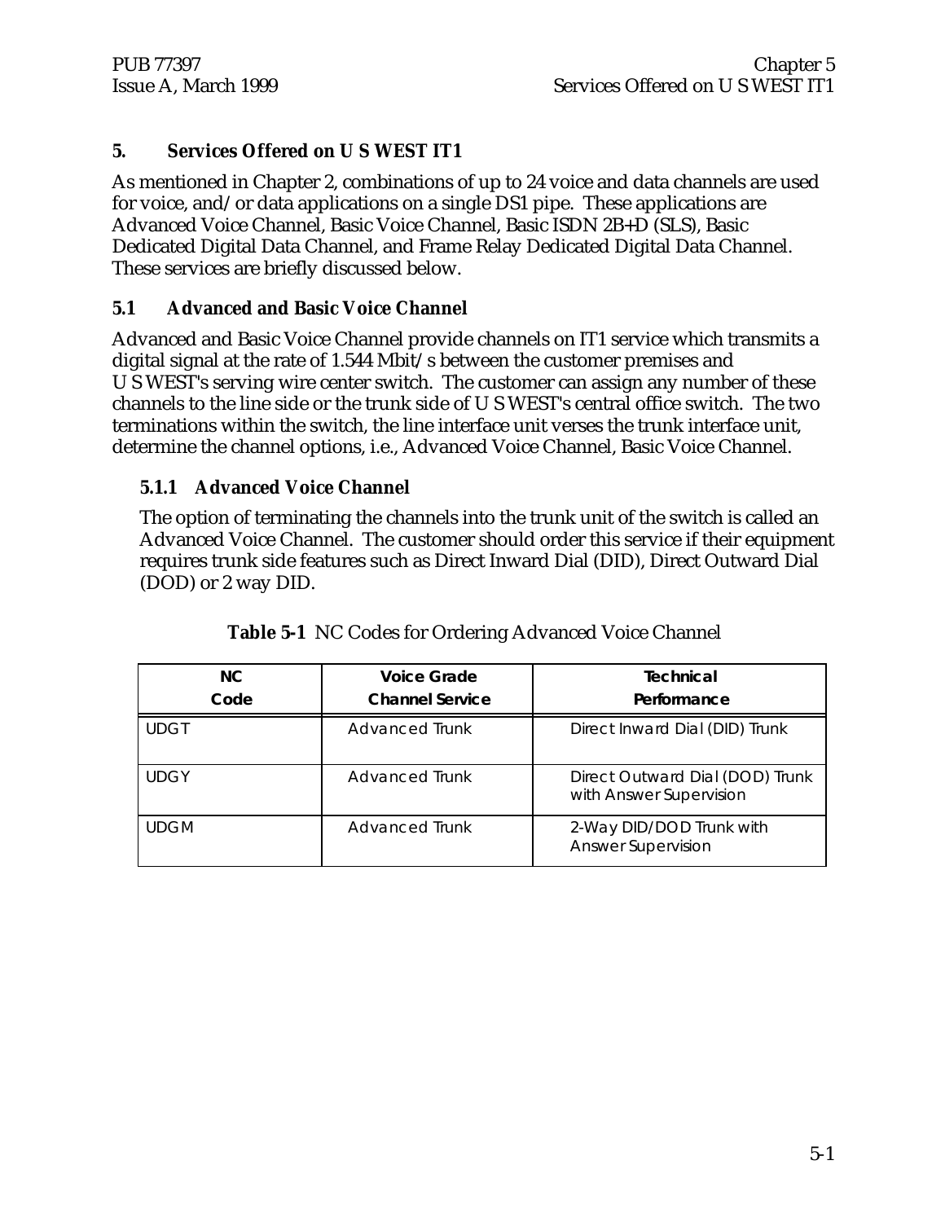## 5. Services Offered on U S WEST IT1

As mentioned in Chapter 2, combinations of up to 24 voice and data channels are used for voice, and/or data applications on a single DS1 pipe. These applications are Advanced Voice Channel, Basic Voice Channel, Basic ISDN 2B+D (SLS), Basic Dedicated Digital Data Channel, and Frame Relay Dedicated Digital Data Channel. These services are briefly discussed below.

### 5.1 Advanced and Basic Voice Channel

Advanced and Basic Voice Channel provide channels on IT1 service which transmits a digital signal at the rate of 1.544 Mbit/s between the customer premises and U S WEST's serving wire center switch. The customer can assign any number of these channels to the line side or the trunk side of U S WEST's central office switch. The two terminations within the switch, the line interface unit verses the trunk interface unit, determine the channel options, i.e., Advanced Voice Channel, Basic Voice Channel.

#### 5.1.1 Advanced Voice Channel

The option of terminating the channels into the trunk unit of the switch is called an Advanced Voice Channel. The customer should order this service if their equipment requires trunk side features such as Direct Inward Dial (DID), Direct Outward Dial (DOD) or 2 way DID.

**Table 5-1** NC Codes for Ordering Advanced Voice Channel

| NC Code | Voice Grade Channel Service | Technical Performance |
|---|---|---|
| UDGT | Advanced Trunk | Direct Inward Dial (DID) Trunk |
| UDGY | Advanced Trunk | Direct Outward Dial (DOD) Trunk with Answer Supervision |
| UDGM | Advanced Trunk | 2-Way DID/DOD Trunk with Answer Supervision |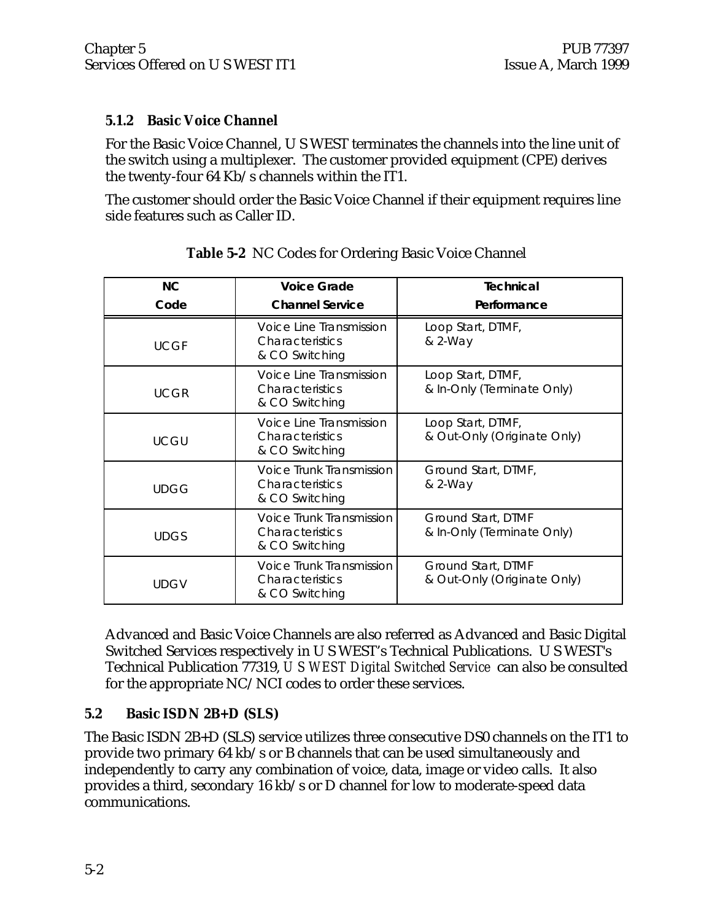### 5.1.2 Basic Voice Channel

For the Basic Voice Channel, U S WEST terminates the channels into the line unit of the switch using a multiplexer. The customer provided equipment (CPE) derives the twenty-four 64 Kb/s channels within the IT1.

The customer should order the Basic Voice Channel if their equipment requires line side features such as Caller ID.

**Table 5-2** NC Codes for Ordering Basic Voice Channel

| NC Code | Voice Grade Channel Service | Technical Performance |
|---|---|---|
| UCGF | Voice Line Transmission Characteristics & CO Switching | Loop Start, DTMF, & 2-Way |
| UCGR | Voice Line Transmission Characteristics & CO Switching | Loop Start, DTMF, & In-Only (Terminate Only) |
| UCGU | Voice Line Transmission Characteristics & CO Switching | Loop Start, DTMF, & Out-Only (Originate Only) |
| UDGG | Voice Trunk Transmission Characteristics & CO Switching | Ground Start, DTMF, & 2-Way |
| UDGS | Voice Trunk Transmission Characteristics & CO Switching | Ground Start, DTMF & In-Only (Terminate Only) |
| UDGV | Voice Trunk Transmission Characteristics & CO Switching | Ground Start, DTMF & Out-Only (Originate Only) |

Advanced and Basic Voice Channels are also referred as Advanced and Basic Digital Switched Services respectively in U S WEST's Technical Publications. U S WEST's Technical Publication 77319, *U S WEST Digital Switched Service* can also be consulted for the appropriate NC/NCI codes to order these services.

## 5.2 Basic ISDN 2B+D (SLS)

The Basic ISDN 2B+D (SLS) service utilizes three consecutive DS0 channels on the IT1 to provide two primary 64 kb/s or B channels that can be used simultaneously and independently to carry any combination of voice, data, image or video calls. It also provides a third, secondary 16 kb/s or D channel for low to moderate-speed data communications.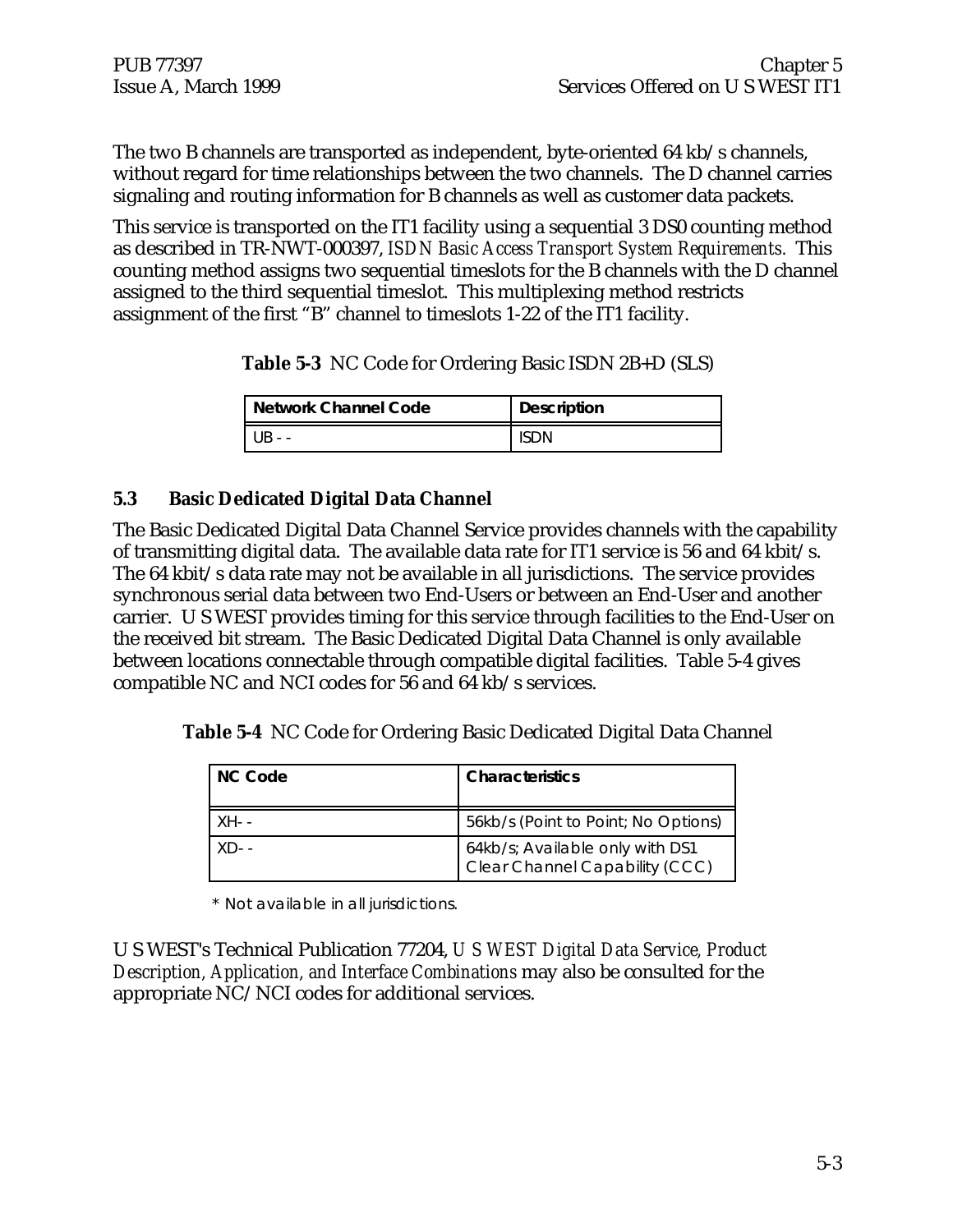The two B channels are transported as independent, byte-oriented 64 kb/s channels, without regard for time relationships between the two channels. The D channel carries signaling and routing information for B channels as well as customer data packets.

This service is transported on the IT1 facility using a sequential 3 DS0 counting method as described in TR-NWT-000397, *ISDN Basic Access Transport System Requirements*. This counting method assigns two sequential timeslots for the B channels with the D channel assigned to the third sequential timeslot. This multiplexing method restricts assignment of the first "B" channel to timeslots 1-22 of the IT1 facility.

**Table 5-3** NC Code for Ordering Basic ISDN 2B+D (SLS)

| Network Channel Code | Description |
|---|---|
| UB - - | ISDN |

### 5.3 Basic Dedicated Digital Data Channel

The Basic Dedicated Digital Data Channel Service provides channels with the capability of transmitting digital data. The available data rate for IT1 service is 56 and 64 kbit/s. The 64 kbit/s data rate may not be available in all jurisdictions. The service provides synchronous serial data between two End-Users or between an End-User and another carrier. U S WEST provides timing for this service through facilities to the End-User on the received bit stream. The Basic Dedicated Digital Data Channel is only available between locations connectable through compatible digital facilities. Table 5-4 gives compatible NC and NCI codes for 56 and 64 kb/s services.

**Table 5-4** NC Code for Ordering Basic Dedicated Digital Data Channel

| NC Code | Characteristics |
|---|---|
| XH- - | 56kb/s (Point to Point; No Options) |
| XD- - | 64kb/s; Available only with DS1 Clear Channel Capability (CCC) |

\* Not available in all jurisdictions.

U S WEST's Technical Publication 77204, *U S WEST Digital Data Service, Product Description, Application, and Interface Combinations* may also be consulted for the appropriate NC/NCI codes for additional services.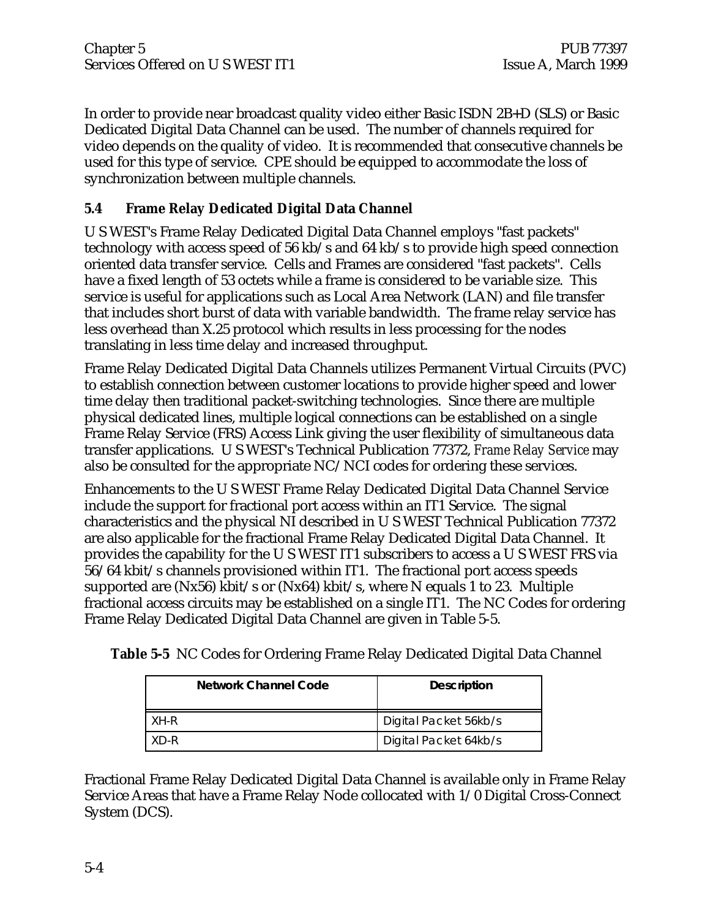In order to provide near broadcast quality video either Basic ISDN 2B+D (SLS) or Basic Dedicated Digital Data Channel can be used. The number of channels required for video depends on the quality of video. It is recommended that consecutive channels be used for this type of service. CPE should be equipped to accommodate the loss of synchronization between multiple channels.

## 5.4 Frame Relay Dedicated Digital Data Channel

U S WEST's Frame Relay Dedicated Digital Data Channel employs "fast packets" technology with access speed of 56 kb/s and 64 kb/s to provide high speed connection oriented data transfer service. Cells and Frames are considered "fast packets". Cells have a fixed length of 53 octets while a frame is considered to be variable size. This service is useful for applications such as Local Area Network (LAN) and file transfer that includes short burst of data with variable bandwidth. The frame relay service has less overhead than X.25 protocol which results in less processing for the nodes translating in less time delay and increased throughput.

Frame Relay Dedicated Digital Data Channels utilizes Permanent Virtual Circuits (PVC) to establish connection between customer locations to provide higher speed and lower time delay then traditional packet-switching technologies. Since there are multiple physical dedicated lines, multiple logical connections can be established on a single Frame Relay Service (FRS) Access Link giving the user flexibility of simultaneous data transfer applications. U S WEST's Technical Publication 77372, *Frame Relay Service* may also be consulted for the appropriate NC/NCI codes for ordering these services.

Enhancements to the U S WEST Frame Relay Dedicated Digital Data Channel Service include the support for fractional port access within an IT1 Service. The signal characteristics and the physical NI described in U S WEST Technical Publication 77372 are also applicable for the fractional Frame Relay Dedicated Digital Data Channel. It provides the capability for the U S WEST IT1 subscribers to access a U S WEST FRS via 56/64 kbit/s channels provisioned within IT1. The fractional port access speeds supported are (Nx56) kbit/s or (Nx64) kbit/s, where N equals 1 to 23. Multiple fractional access circuits may be established on a single IT1. The NC Codes for ordering Frame Relay Dedicated Digital Data Channel are given in Table 5-5.

**Table 5-5** NC Codes for Ordering Frame Relay Dedicated Digital Data Channel

| Network Channel Code | Description |
|---|---|
| XH-R | Digital Packet 56kb/s |
| XD-R | Digital Packet 64kb/s |

Fractional Frame Relay Dedicated Digital Data Channel is available only in Frame Relay Service Areas that have a Frame Relay Node collocated with 1/0 Digital Cross-Connect System (DCS).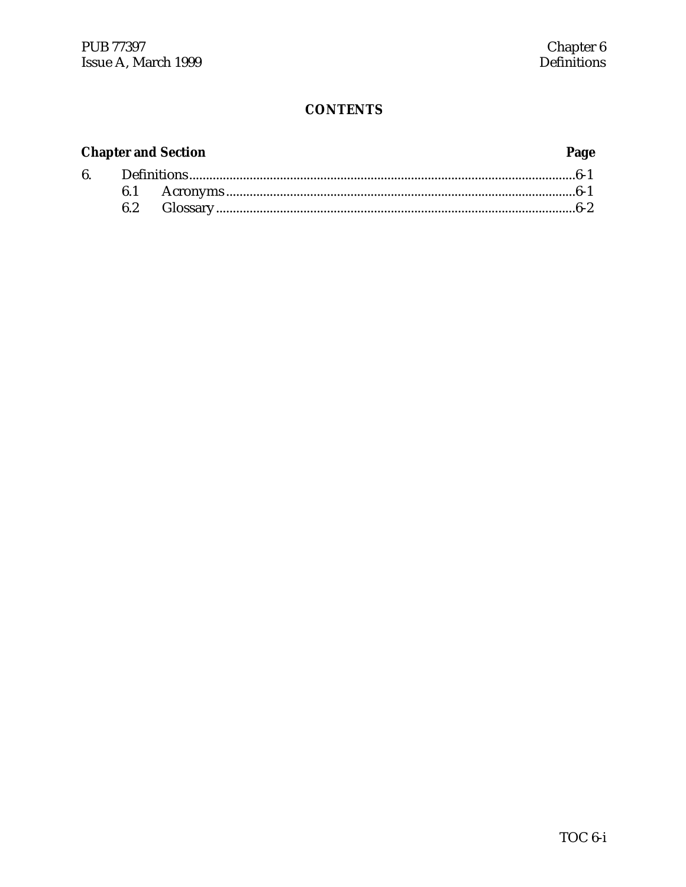## CONTENTS

| Chapter and Section | | Page |
|---|---|---|
| 6. | Definitions | 6-1 |
| | 6.1 Acronyms | 6-1 |
| | 6.2 Glossary | 6-2 |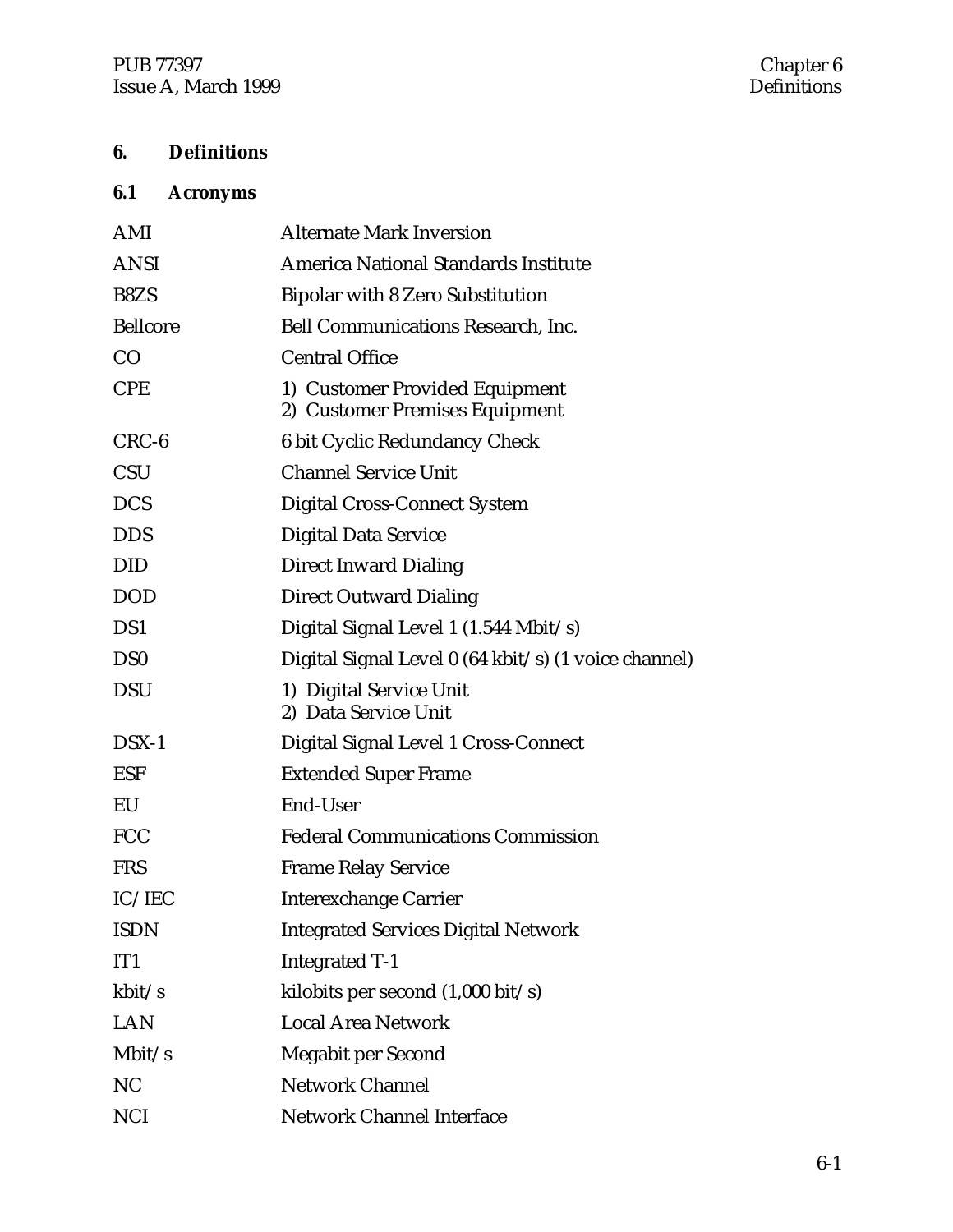# 6. Definitions

## 6.1 Acronyms

| | |
|---|---|
| AMI | Alternate Mark Inversion |
| ANSI | America National Standards Institute |
| B8ZS | Bipolar with 8 Zero Substitution |
| Bellcore | Bell Communications Research, Inc. |
| CO | Central Office |
| CPE | 1) Customer Provided Equipment<br>2) Customer Premises Equipment |
| CRC-6 | 6 bit Cyclic Redundancy Check |
| CSU | Channel Service Unit |
| DCS | Digital Cross-Connect System |
| DDS | Digital Data Service |
| DID | Direct Inward Dialing |
| DOD | Direct Outward Dialing |
| DS1 | Digital Signal Level 1 (1.544 Mbit/s) |
| DS0 | Digital Signal Level 0 (64 kbit/s) (1 voice channel) |
| DSU | 1) Digital Service Unit<br>2) Data Service Unit |
| DSX-1 | Digital Signal Level 1 Cross-Connect |
| ESF | Extended Super Frame |
| EU | End-User |
| FCC | Federal Communications Commission |
| FRS | Frame Relay Service |
| IC/IEC | Interexchange Carrier |
| ISDN | Integrated Services Digital Network |
| IT1 | Integrated T-1 |
| kbit/s | kilobits per second (1,000 bit/s) |
| LAN | Local Area Network |
| Mbit/s | Megabit per Second |
| NC | Network Channel |
| NCI | Network Channel Interface |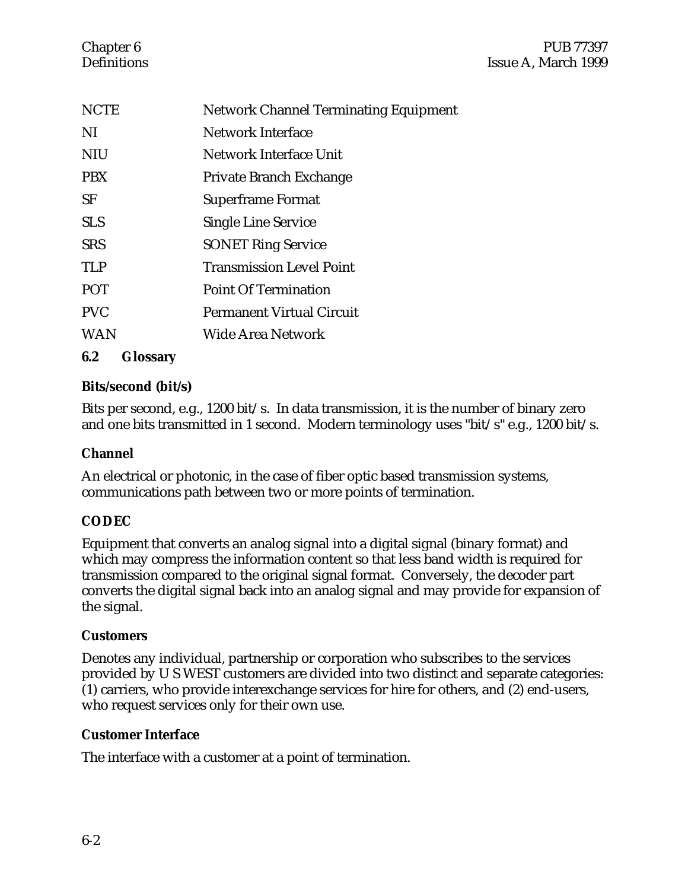| | |
|---|---|
| NCTE | Network Channel Terminating Equipment |
| NI | Network Interface |
| NIU | Network Interface Unit |
| PBX | Private Branch Exchange |
| SF | Superframe Format |
| SLS | Single Line Service |
| SRS | SONET Ring Service |
| TLP | Transmission Level Point |
| POT | Point Of Termination |
| PVC | Permanent Virtual Circuit |
| WAN | Wide Area Network |

## 6.2 Glossary

**Bits/second (bit/s)**

Bits per second, e.g., 1200 bit/s. In data transmission, it is the number of binary zero and one bits transmitted in 1 second. Modern terminology uses "bit/s" e.g., 1200 bit/s.

**Channel**

An electrical or photonic, in the case of fiber optic based transmission systems, communications path between two or more points of termination.

**CODEC**

Equipment that converts an analog signal into a digital signal (binary format) and which may compress the information content so that less band width is required for transmission compared to the original signal format. Conversely, the decoder part converts the digital signal back into an analog signal and may provide for expansion of the signal.

**Customers**

Denotes any individual, partnership or corporation who subscribes to the services provided by U S WEST customers are divided into two distinct and separate categories: (1) carriers, who provide interexchange services for hire for others, and (2) end-users, who request services only for their own use.

**Customer Interface**

The interface with a customer at a point of termination.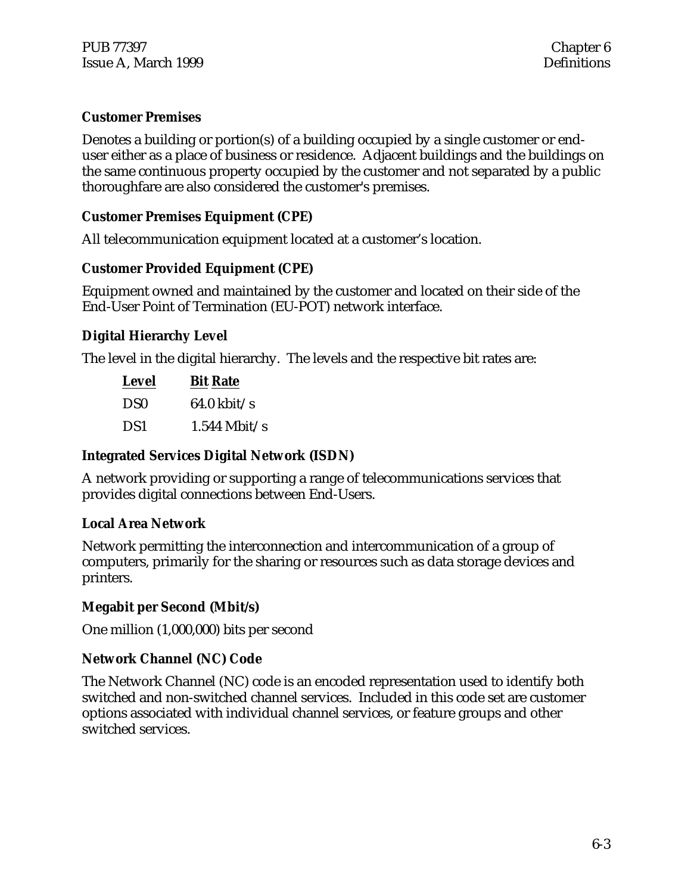**Customer Premises**

Denotes a building or portion(s) of a building occupied by a single customer or end-user either as a place of business or residence. Adjacent buildings and the buildings on the same continuous property occupied by the customer and not separated by a public thoroughfare are also considered the customer's premises.

**Customer Premises Equipment (CPE)**

All telecommunication equipment located at a customer's location.

**Customer Provided Equipment (CPE)**

Equipment owned and maintained by the customer and located on their side of the End-User Point of Termination (EU-POT) network interface.

**Digital Hierarchy Level**

The level in the digital hierarchy. The levels and the respective bit rates are:

| Level | Bit Rate |
|---|---|
| DS0 | 64.0 kbit/s |
| DS1 | 1.544 Mbit/s |

**Integrated Services Digital Network (ISDN)**

A network providing or supporting a range of telecommunications services that provides digital connections between End-Users.

**Local Area Network**

Network permitting the interconnection and intercommunication of a group of computers, primarily for the sharing or resources such as data storage devices and printers.

**Megabit per Second (Mbit/s)**

One million (1,000,000) bits per second

**Network Channel (NC) Code**

The Network Channel (NC) code is an encoded representation used to identify both switched and non-switched channel services. Included in this code set are customer options associated with individual channel services, or feature groups and other switched services.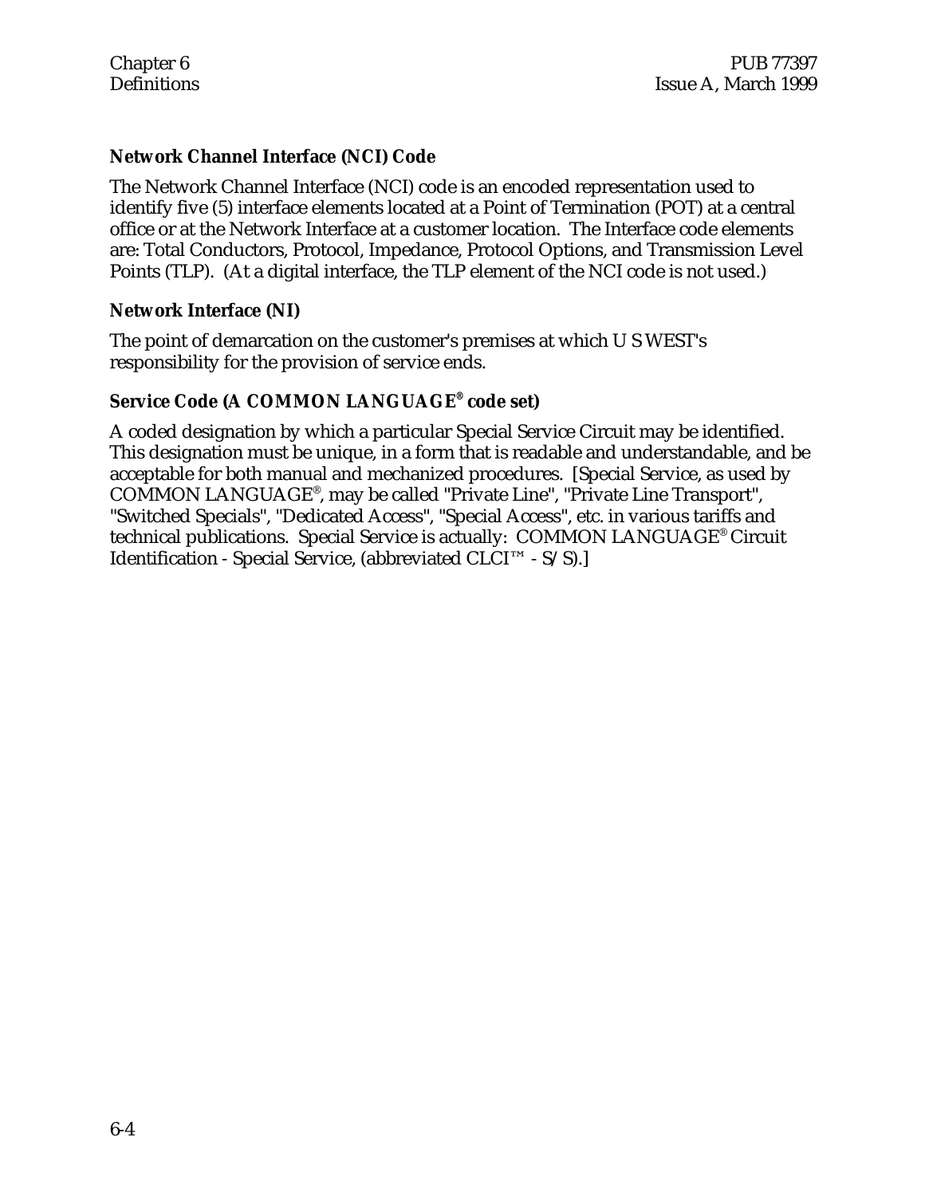**Network Channel Interface (NCI) Code**

The Network Channel Interface (NCI) code is an encoded representation used to identify five (5) interface elements located at a Point of Termination (POT) at a central office or at the Network Interface at a customer location. The Interface code elements are: Total Conductors, Protocol, Impedance, Protocol Options, and Transmission Level Points (TLP). (At a digital interface, the TLP element of the NCI code is not used.)

**Network Interface (NI)**

The point of demarcation on the customer's premises at which U S WEST's responsibility for the provision of service ends.

**Service Code (A COMMON LANGUAGE® code set)**

A coded designation by which a particular Special Service Circuit may be identified. This designation must be unique, in a form that is readable and understandable, and be acceptable for both manual and mechanized procedures. [Special Service, as used by COMMON LANGUAGE®, may be called "Private Line", "Private Line Transport", "Switched Specials", "Dedicated Access", "Special Access", etc. in various tariffs and technical publications. Special Service is actually: COMMON LANGUAGE® Circuit Identification - Special Service, (abbreviated CLCI™ - S/S).]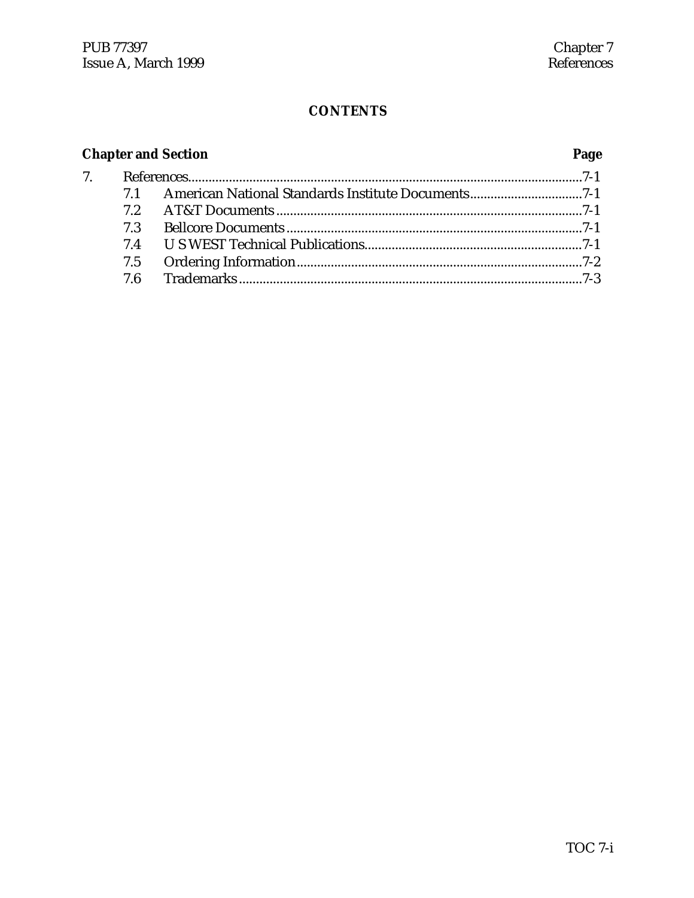## CONTENTS

| Chapter and Section | | Page |
|---|---|---|
| 7. | References | 7-1 |
| 7.1 | American National Standards Institute Documents | 7-1 |
| 7.2 | AT&T Documents | 7-1 |
| 7.3 | Bellcore Documents | 7-1 |
| 7.4 | U S WEST Technical Publications | 7-1 |
| 7.5 | Ordering Information | 7-2 |
| 7.6 | Trademarks | 7-3 |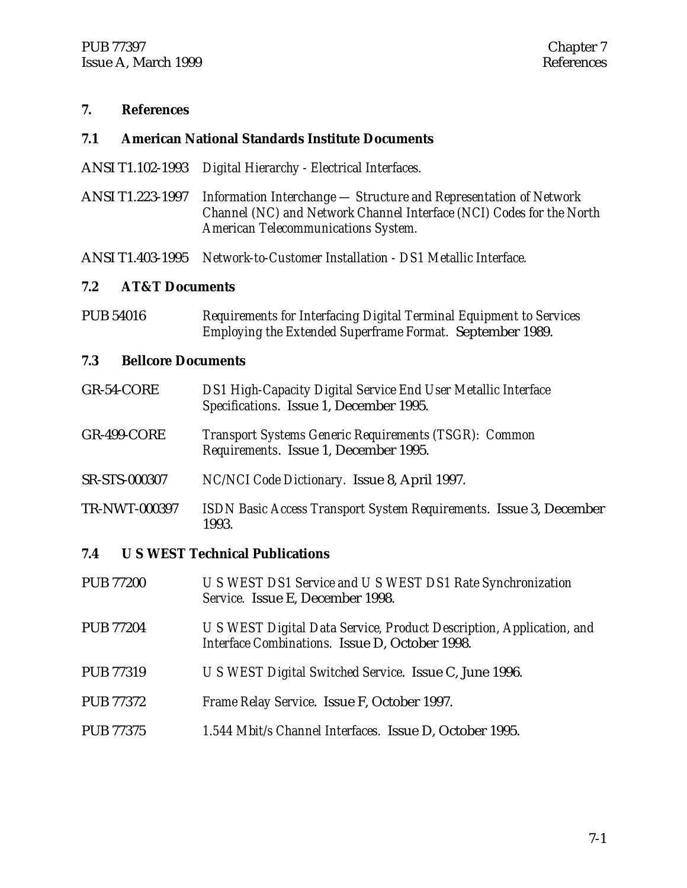# 7. References

## 7.1 American National Standards Institute Documents

ANSI T1.102-1993 *Digital Hierarchy - Electrical Interfaces.*

ANSI T1.223-1997 *Information Interchange — Structure and Representation of Network Channel (NC) and Network Channel Interface (NCI) Codes for the North American Telecommunications System.*

ANSI T1.403-1995 *Network-to-Customer Installation - DS1 Metallic Interface.*

## 7.2 AT&T Documents

PUB 54016 *Requirements for Interfacing Digital Terminal Equipment to Services Employing the Extended Superframe Format.* September 1989.

## 7.3 Bellcore Documents

GR-54-CORE *DS1 High-Capacity Digital Service End User Metallic Interface Specifications*. Issue 1, December 1995.

GR-499-CORE *Transport Systems Generic Requirements (TSGR): Common Requirements*. Issue 1, December 1995.

SR-STS-000307 *NC/NCI Code Dictionary.* Issue 8, April 1997.

TR-NWT-000397 *ISDN Basic Access Transport System Requirements*. Issue 3, December 1993.

## 7.4 U S WEST Technical Publications

PUB 77200 *U S WEST DS1 Service and U S WEST DS1 Rate Synchronization Service.* Issue E, December 1998.

PUB 77204 *U S WEST Digital Data Service, Product Description, Application, and Interface Combinations.* Issue D, October 1998.

PUB 77319 *U S WEST Digital Switched Service*. Issue C, June 1996.

PUB 77372 *Frame Relay Service*. Issue F, October 1997.

PUB 77375 *1.544 Mbit/s Channel Interfaces.* Issue D, October 1995.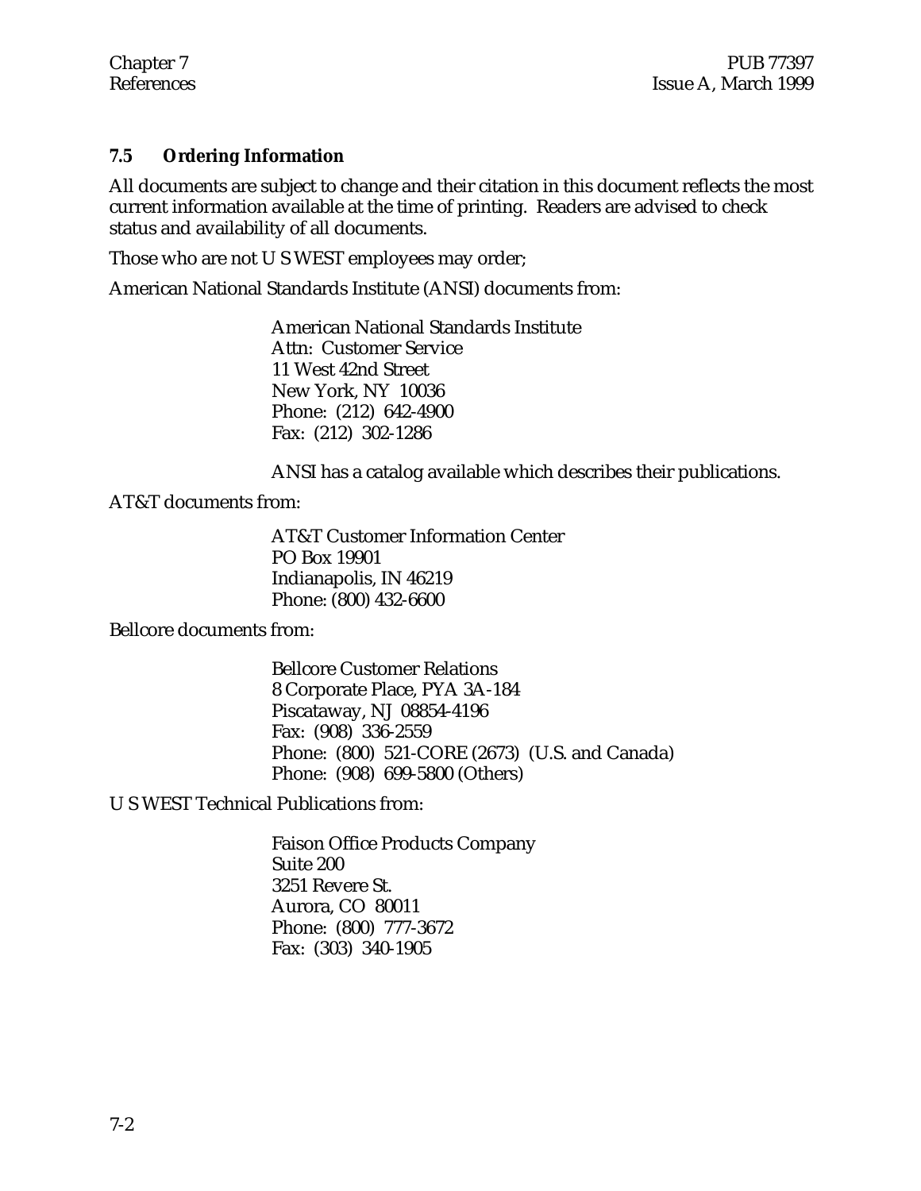## 7.5 Ordering Information

All documents are subject to change and their citation in this document reflects the most current information available at the time of printing. Readers are advised to check status and availability of all documents.

Those who are not U S WEST employees may order;

American National Standards Institute (ANSI) documents from:

> American National Standards Institute
> Attn: Customer Service
> 11 West 42nd Street
> New York, NY 10036
> Phone: (212) 642-4900
> Fax: (212) 302-1286
>
> ANSI has a catalog available which describes their publications.

AT&T documents from:

> AT&T Customer Information Center
> PO Box 19901
> Indianapolis, IN 46219
> Phone: (800) 432-6600

Bellcore documents from:

> Bellcore Customer Relations
> 8 Corporate Place, PYA 3A-184
> Piscataway, NJ 08854-4196
> Fax: (908) 336-2559
> Phone: (800) 521-CORE (2673) (U.S. and Canada)
> Phone: (908) 699-5800 (Others)

U S WEST Technical Publications from:

> Faison Office Products Company
> Suite 200
> 3251 Revere St.
> Aurora, CO 80011
> Phone: (800) 777-3672
> Fax: (303) 340-1905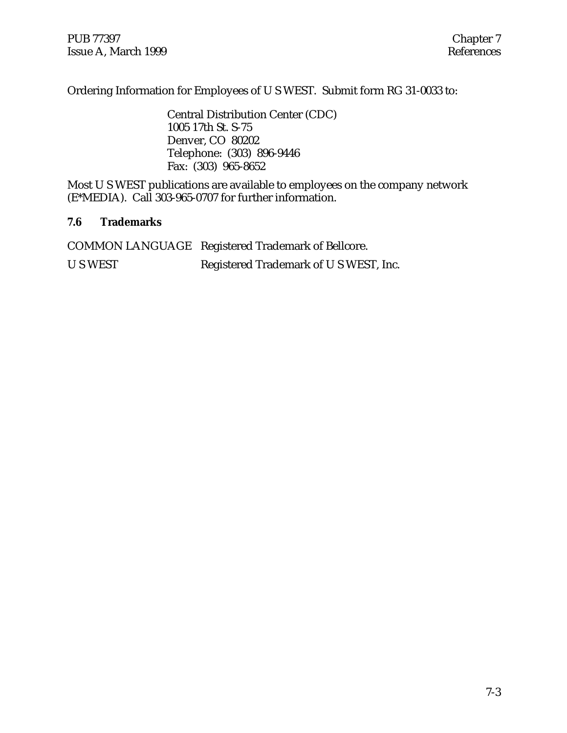Ordering Information for Employees of U S WEST. Submit form RG 31-0033 to:

Central Distribution Center (CDC)
1005 17th St. S-75
Denver, CO 80202
Telephone: (303) 896-9446
Fax: (303) 965-8652

Most U S WEST publications are available to employees on the company network (E*MEDIA). Call 303-965-0707 for further information.

### 7.6 Trademarks

| | |
|---|---|
| COMMON LANGUAGE | Registered Trademark of Bellcore. |
| U S WEST | Registered Trademark of U S WEST, Inc. |